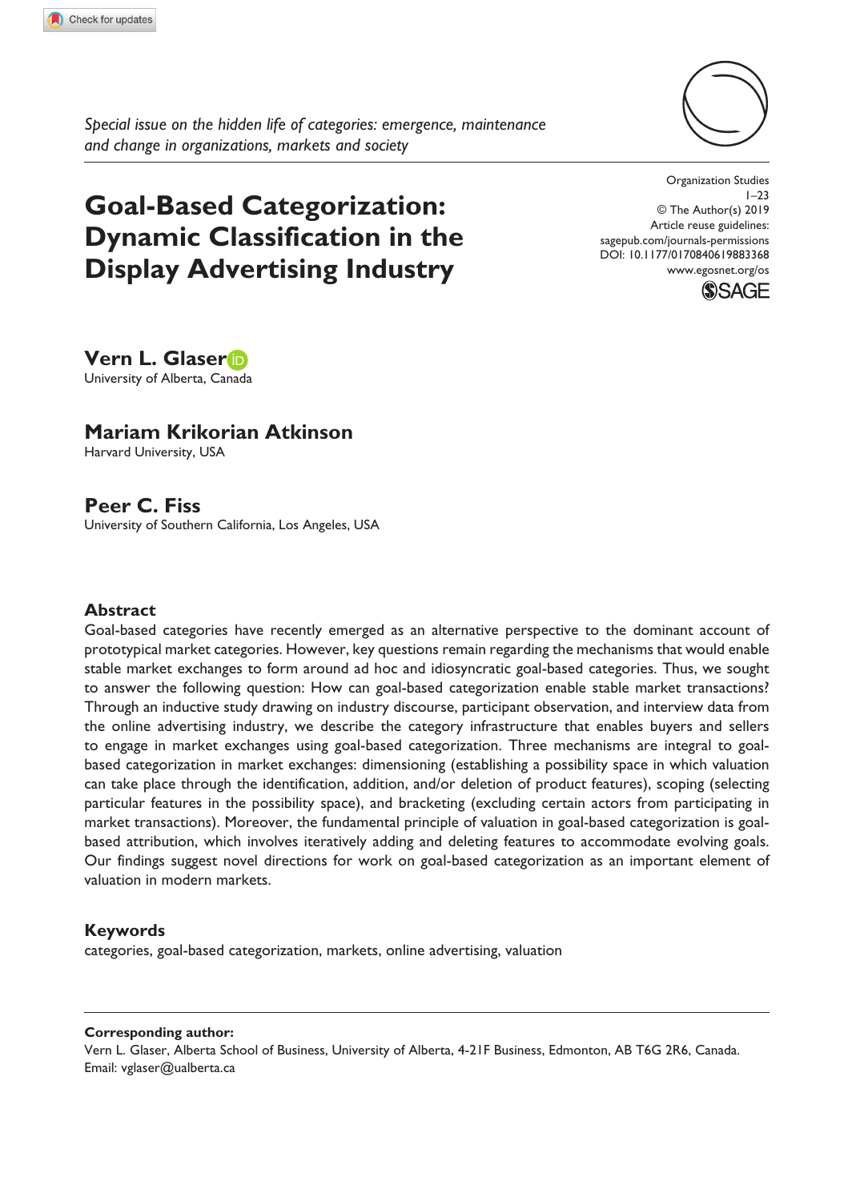*Special issue on the hidden life of categories: emergence, maintenance and change in organizations, markets and society*

# Goal-Based Categorization: Dynamic Classification in the Display Advertising Industry

Organization Studies
1–23
© The Author(s) 2019
Article reuse guidelines:
sagepub.com/journals-permissions
DOI: 10.1177/0170840619883368
www.egosnet.org/os

**Vern L. Glaser**
University of Alberta, Canada

**Mariam Krikorian Atkinson**
Harvard University, USA

**Peer C. Fiss**
University of Southern California, Los Angeles, USA

## Abstract

Goal-based categories have recently emerged as an alternative perspective to the dominant account of prototypical market categories. However, key questions remain regarding the mechanisms that would enable stable market exchanges to form around ad hoc and idiosyncratic goal-based categories. Thus, we sought to answer the following question: How can goal-based categorization enable stable market transactions? Through an inductive study drawing on industry discourse, participant observation, and interview data from the online advertising industry, we describe the category infrastructure that enables buyers and sellers to engage in market exchanges using goal-based categorization. Three mechanisms are integral to goal-based categorization in market exchanges: dimensioning (establishing a possibility space in which valuation can take place through the identification, addition, and/or deletion of product features), scoping (selecting particular features in the possibility space), and bracketing (excluding certain actors from participating in market transactions). Moreover, the fundamental principle of valuation in goal-based categorization is goal-based attribution, which involves iteratively adding and deleting features to accommodate evolving goals. Our findings suggest novel directions for work on goal-based categorization as an important element of valuation in modern markets.

## Keywords

categories, goal-based categorization, markets, online advertising, valuation

---

**Corresponding author:**
Vern L. Glaser, Alberta School of Business, University of Alberta, 4-21F Business, Edmonton, AB T6G 2R6, Canada.
Email: vglaser@ualberta.ca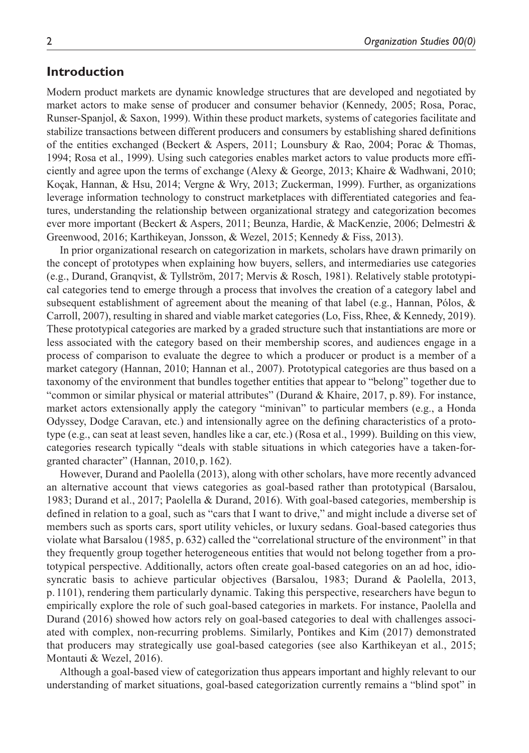## Introduction

Modern product markets are dynamic knowledge structures that are developed and negotiated by market actors to make sense of producer and consumer behavior (Kennedy, 2005; Rosa, Porac, Runser-Spanjol, & Saxon, 1999). Within these product markets, systems of categories facilitate and stabilize transactions between different producers and consumers by establishing shared definitions of the entities exchanged (Beckert & Aspers, 2011; Lounsbury & Rao, 2004; Porac & Thomas, 1994; Rosa et al., 1999). Using such categories enables market actors to value products more efficiently and agree upon the terms of exchange (Alexy & George, 2013; Khaire & Wadhwani, 2010; Koçak, Hannan, & Hsu, 2014; Vergne & Wry, 2013; Zuckerman, 1999). Further, as organizations leverage information technology to construct marketplaces with differentiated categories and features, understanding the relationship between organizational strategy and categorization becomes ever more important (Beckert & Aspers, 2011; Beunza, Hardie, & MacKenzie, 2006; Delmestri & Greenwood, 2016; Karthikeyan, Jonsson, & Wezel, 2015; Kennedy & Fiss, 2013).

In prior organizational research on categorization in markets, scholars have drawn primarily on the concept of prototypes when explaining how buyers, sellers, and intermediaries use categories (e.g., Durand, Granqvist, & Tyllström, 2017; Mervis & Rosch, 1981). Relatively stable prototypical categories tend to emerge through a process that involves the creation of a category label and subsequent establishment of agreement about the meaning of that label (e.g., Hannan, Pólos, & Carroll, 2007), resulting in shared and viable market categories (Lo, Fiss, Rhee, & Kennedy, 2019). These prototypical categories are marked by a graded structure such that instantiations are more or less associated with the category based on their membership scores, and audiences engage in a process of comparison to evaluate the degree to which a producer or product is a member of a market category (Hannan, 2010; Hannan et al., 2007). Prototypical categories are thus based on a taxonomy of the environment that bundles together entities that appear to "belong" together due to "common or similar physical or material attributes" (Durand & Khaire, 2017, p. 89). For instance, market actors extensionally apply the category "minivan" to particular members (e.g., a Honda Odyssey, Dodge Caravan, etc.) and intensionally agree on the defining characteristics of a prototype (e.g., can seat at least seven, handles like a car, etc.) (Rosa et al., 1999). Building on this view, categories research typically "deals with stable situations in which categories have a taken-for-granted character" (Hannan, 2010, p. 162).

However, Durand and Paolella (2013), along with other scholars, have more recently advanced an alternative account that views categories as goal-based rather than prototypical (Barsalou, 1983; Durand et al., 2017; Paolella & Durand, 2016). With goal-based categories, membership is defined in relation to a goal, such as "cars that I want to drive," and might include a diverse set of members such as sports cars, sport utility vehicles, or luxury sedans. Goal-based categories thus violate what Barsalou (1985, p. 632) called the "correlational structure of the environment" in that they frequently group together heterogeneous entities that would not belong together from a prototypical perspective. Additionally, actors often create goal-based categories on an ad hoc, idiosyncratic basis to achieve particular objectives (Barsalou, 1983; Durand & Paolella, 2013, p. 1101), rendering them particularly dynamic. Taking this perspective, researchers have begun to empirically explore the role of such goal-based categories in markets. For instance, Paolella and Durand (2016) showed how actors rely on goal-based categories to deal with challenges associated with complex, non-recurring problems. Similarly, Pontikes and Kim (2017) demonstrated that producers may strategically use goal-based categories (see also Karthikeyan et al., 2015; Montauti & Wezel, 2016).

Although a goal-based view of categorization thus appears important and highly relevant to our understanding of market situations, goal-based categorization currently remains a "blind spot" in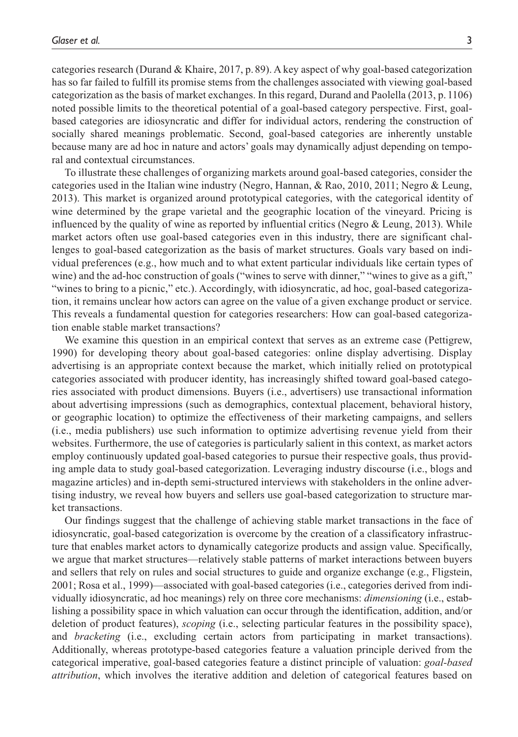categories research (Durand & Khaire, 2017, p. 89). A key aspect of why goal-based categorization has so far failed to fulfill its promise stems from the challenges associated with viewing goal-based categorization as the basis of market exchanges. In this regard, Durand and Paolella (2013, p. 1106) noted possible limits to the theoretical potential of a goal-based category perspective. First, goal-based categories are idiosyncratic and differ for individual actors, rendering the construction of socially shared meanings problematic. Second, goal-based categories are inherently unstable because many are ad hoc in nature and actors' goals may dynamically adjust depending on temporal and contextual circumstances.

To illustrate these challenges of organizing markets around goal-based categories, consider the categories used in the Italian wine industry (Negro, Hannan, & Rao, 2010, 2011; Negro & Leung, 2013). This market is organized around prototypical categories, with the categorical identity of wine determined by the grape varietal and the geographic location of the vineyard. Pricing is influenced by the quality of wine as reported by influential critics (Negro & Leung, 2013). While market actors often use goal-based categories even in this industry, there are significant challenges to goal-based categorization as the basis of market structures. Goals vary based on individual preferences (e.g., how much and to what extent particular individuals like certain types of wine) and the ad-hoc construction of goals ("wines to serve with dinner," "wines to give as a gift," "wines to bring to a picnic," etc.). Accordingly, with idiosyncratic, ad hoc, goal-based categorization, it remains unclear how actors can agree on the value of a given exchange product or service. This reveals a fundamental question for categories researchers: How can goal-based categorization enable stable market transactions?

We examine this question in an empirical context that serves as an extreme case (Pettigrew, 1990) for developing theory about goal-based categories: online display advertising. Display advertising is an appropriate context because the market, which initially relied on prototypical categories associated with producer identity, has increasingly shifted toward goal-based categories associated with product dimensions. Buyers (i.e., advertisers) use transactional information about advertising impressions (such as demographics, contextual placement, behavioral history, or geographic location) to optimize the effectiveness of their marketing campaigns, and sellers (i.e., media publishers) use such information to optimize advertising revenue yield from their websites. Furthermore, the use of categories is particularly salient in this context, as market actors employ continuously updated goal-based categories to pursue their respective goals, thus providing ample data to study goal-based categorization. Leveraging industry discourse (i.e., blogs and magazine articles) and in-depth semi-structured interviews with stakeholders in the online advertising industry, we reveal how buyers and sellers use goal-based categorization to structure market transactions.

Our findings suggest that the challenge of achieving stable market transactions in the face of idiosyncratic, goal-based categorization is overcome by the creation of a classificatory infrastructure that enables market actors to dynamically categorize products and assign value. Specifically, we argue that market structures—relatively stable patterns of market interactions between buyers and sellers that rely on rules and social structures to guide and organize exchange (e.g., Fligstein, 2001; Rosa et al., 1999)—associated with goal-based categories (i.e., categories derived from individually idiosyncratic, ad hoc meanings) rely on three core mechanisms: *dimensioning* (i.e., establishing a possibility space in which valuation can occur through the identification, addition, and/or deletion of product features), *scoping* (i.e., selecting particular features in the possibility space), and *bracketing* (i.e., excluding certain actors from participating in market transactions). Additionally, whereas prototype-based categories feature a valuation principle derived from the categorical imperative, goal-based categories feature a distinct principle of valuation: *goal-based attribution*, which involves the iterative addition and deletion of categorical features based on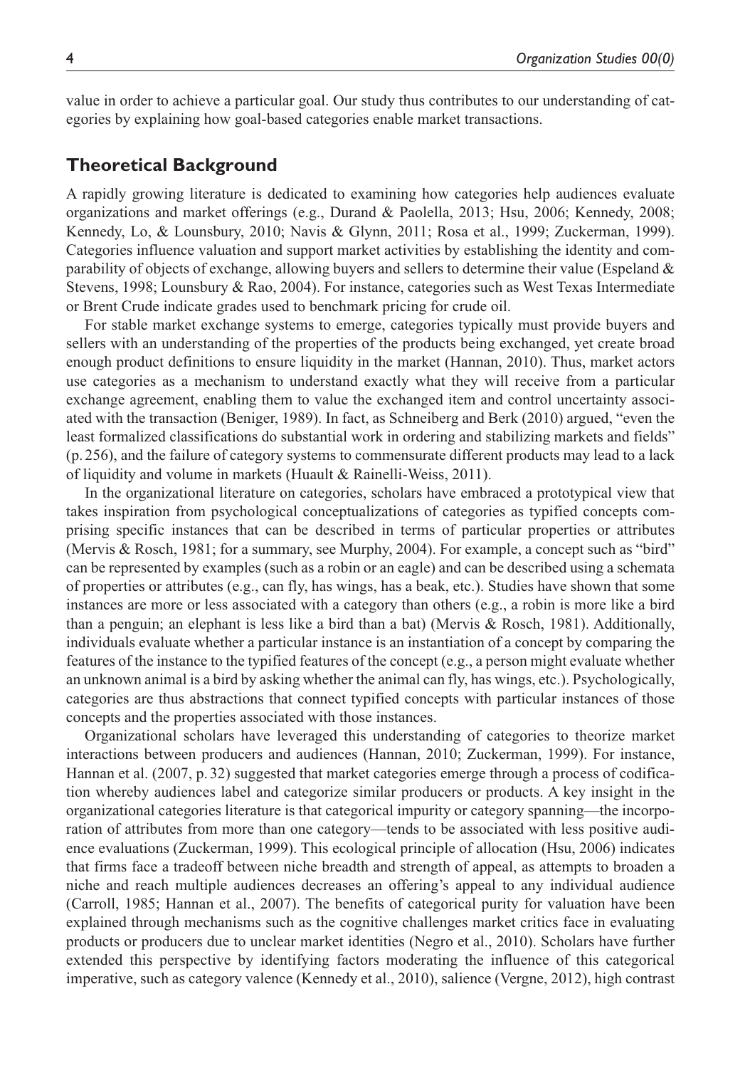value in order to achieve a particular goal. Our study thus contributes to our understanding of categories by explaining how goal-based categories enable market transactions.

## Theoretical Background

A rapidly growing literature is dedicated to examining how categories help audiences evaluate organizations and market offerings (e.g., Durand & Paolella, 2013; Hsu, 2006; Kennedy, 2008; Kennedy, Lo, & Lounsbury, 2010; Navis & Glynn, 2011; Rosa et al., 1999; Zuckerman, 1999). Categories influence valuation and support market activities by establishing the identity and comparability of objects of exchange, allowing buyers and sellers to determine their value (Espeland & Stevens, 1998; Lounsbury & Rao, 2004). For instance, categories such as West Texas Intermediate or Brent Crude indicate grades used to benchmark pricing for crude oil.

For stable market exchange systems to emerge, categories typically must provide buyers and sellers with an understanding of the properties of the products being exchanged, yet create broad enough product definitions to ensure liquidity in the market (Hannan, 2010). Thus, market actors use categories as a mechanism to understand exactly what they will receive from a particular exchange agreement, enabling them to value the exchanged item and control uncertainty associated with the transaction (Beniger, 1989). In fact, as Schneiberg and Berk (2010) argued, "even the least formalized classifications do substantial work in ordering and stabilizing markets and fields" (p. 256), and the failure of category systems to commensurate different products may lead to a lack of liquidity and volume in markets (Huault & Rainelli-Weiss, 2011).

In the organizational literature on categories, scholars have embraced a prototypical view that takes inspiration from psychological conceptualizations of categories as typified concepts comprising specific instances that can be described in terms of particular properties or attributes (Mervis & Rosch, 1981; for a summary, see Murphy, 2004). For example, a concept such as "bird" can be represented by examples (such as a robin or an eagle) and can be described using a schemata of properties or attributes (e.g., can fly, has wings, has a beak, etc.). Studies have shown that some instances are more or less associated with a category than others (e.g., a robin is more like a bird than a penguin; an elephant is less like a bird than a bat) (Mervis & Rosch, 1981). Additionally, individuals evaluate whether a particular instance is an instantiation of a concept by comparing the features of the instance to the typified features of the concept (e.g., a person might evaluate whether an unknown animal is a bird by asking whether the animal can fly, has wings, etc.). Psychologically, categories are thus abstractions that connect typified concepts with particular instances of those concepts and the properties associated with those instances.

Organizational scholars have leveraged this understanding of categories to theorize market interactions between producers and audiences (Hannan, 2010; Zuckerman, 1999). For instance, Hannan et al. (2007, p. 32) suggested that market categories emerge through a process of codification whereby audiences label and categorize similar producers or products. A key insight in the organizational categories literature is that categorical impurity or category spanning—the incorporation of attributes from more than one category—tends to be associated with less positive audience evaluations (Zuckerman, 1999). This ecological principle of allocation (Hsu, 2006) indicates that firms face a tradeoff between niche breadth and strength of appeal, as attempts to broaden a niche and reach multiple audiences decreases an offering's appeal to any individual audience (Carroll, 1985; Hannan et al., 2007). The benefits of categorical purity for valuation have been explained through mechanisms such as the cognitive challenges market critics face in evaluating products or producers due to unclear market identities (Negro et al., 2010). Scholars have further extended this perspective by identifying factors moderating the influence of this categorical imperative, such as category valence (Kennedy et al., 2010), salience (Vergne, 2012), high contrast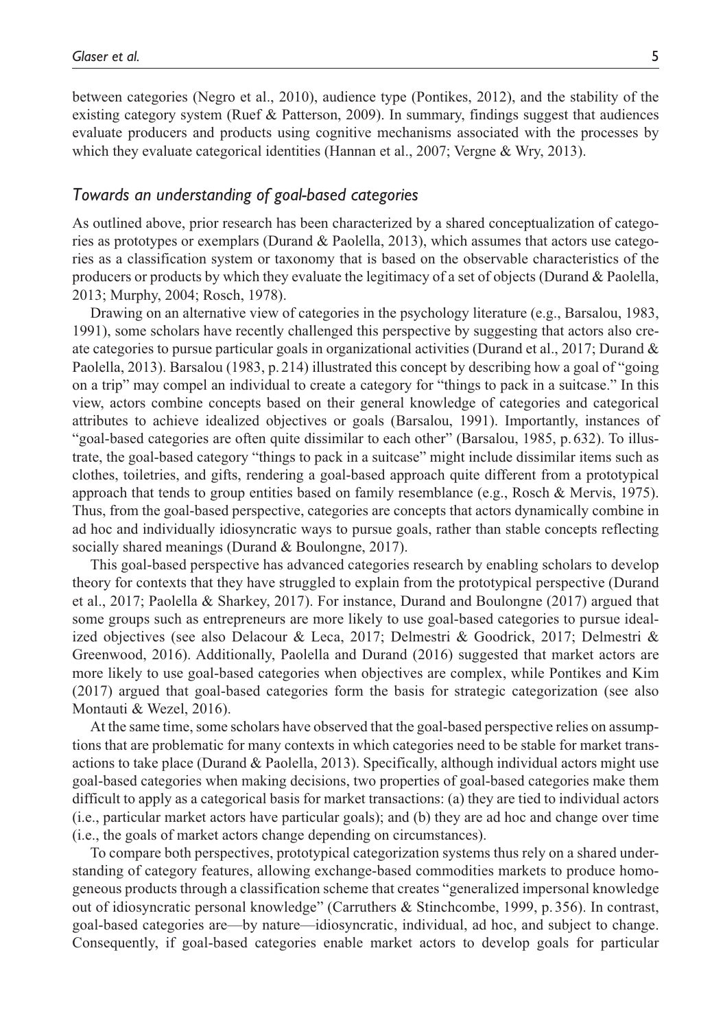between categories (Negro et al., 2010), audience type (Pontikes, 2012), and the stability of the existing category system (Ruef & Patterson, 2009). In summary, findings suggest that audiences evaluate producers and products using cognitive mechanisms associated with the processes by which they evaluate categorical identities (Hannan et al., 2007; Vergne & Wry, 2013).

### *Towards an understanding of goal-based categories*

As outlined above, prior research has been characterized by a shared conceptualization of categories as prototypes or exemplars (Durand & Paolella, 2013), which assumes that actors use categories as a classification system or taxonomy that is based on the observable characteristics of the producers or products by which they evaluate the legitimacy of a set of objects (Durand & Paolella, 2013; Murphy, 2004; Rosch, 1978).

Drawing on an alternative view of categories in the psychology literature (e.g., Barsalou, 1983, 1991), some scholars have recently challenged this perspective by suggesting that actors also create categories to pursue particular goals in organizational activities (Durand et al., 2017; Durand & Paolella, 2013). Barsalou (1983, p. 214) illustrated this concept by describing how a goal of "going on a trip" may compel an individual to create a category for "things to pack in a suitcase." In this view, actors combine concepts based on their general knowledge of categories and categorical attributes to achieve idealized objectives or goals (Barsalou, 1991). Importantly, instances of "goal-based categories are often quite dissimilar to each other" (Barsalou, 1985, p. 632). To illustrate, the goal-based category "things to pack in a suitcase" might include dissimilar items such as clothes, toiletries, and gifts, rendering a goal-based approach quite different from a prototypical approach that tends to group entities based on family resemblance (e.g., Rosch & Mervis, 1975). Thus, from the goal-based perspective, categories are concepts that actors dynamically combine in ad hoc and individually idiosyncratic ways to pursue goals, rather than stable concepts reflecting socially shared meanings (Durand & Boulongne, 2017).

This goal-based perspective has advanced categories research by enabling scholars to develop theory for contexts that they have struggled to explain from the prototypical perspective (Durand et al., 2017; Paolella & Sharkey, 2017). For instance, Durand and Boulongne (2017) argued that some groups such as entrepreneurs are more likely to use goal-based categories to pursue idealized objectives (see also Delacour & Leca, 2017; Delmestri & Goodrick, 2017; Delmestri & Greenwood, 2016). Additionally, Paolella and Durand (2016) suggested that market actors are more likely to use goal-based categories when objectives are complex, while Pontikes and Kim (2017) argued that goal-based categories form the basis for strategic categorization (see also Montauti & Wezel, 2016).

At the same time, some scholars have observed that the goal-based perspective relies on assumptions that are problematic for many contexts in which categories need to be stable for market transactions to take place (Durand & Paolella, 2013). Specifically, although individual actors might use goal-based categories when making decisions, two properties of goal-based categories make them difficult to apply as a categorical basis for market transactions: (a) they are tied to individual actors (i.e., particular market actors have particular goals); and (b) they are ad hoc and change over time (i.e., the goals of market actors change depending on circumstances).

To compare both perspectives, prototypical categorization systems thus rely on a shared understanding of category features, allowing exchange-based commodities markets to produce homogeneous products through a classification scheme that creates "generalized impersonal knowledge out of idiosyncratic personal knowledge" (Carruthers & Stinchcombe, 1999, p. 356). In contrast, goal-based categories are—by nature—idiosyncratic, individual, ad hoc, and subject to change. Consequently, if goal-based categories enable market actors to develop goals for particular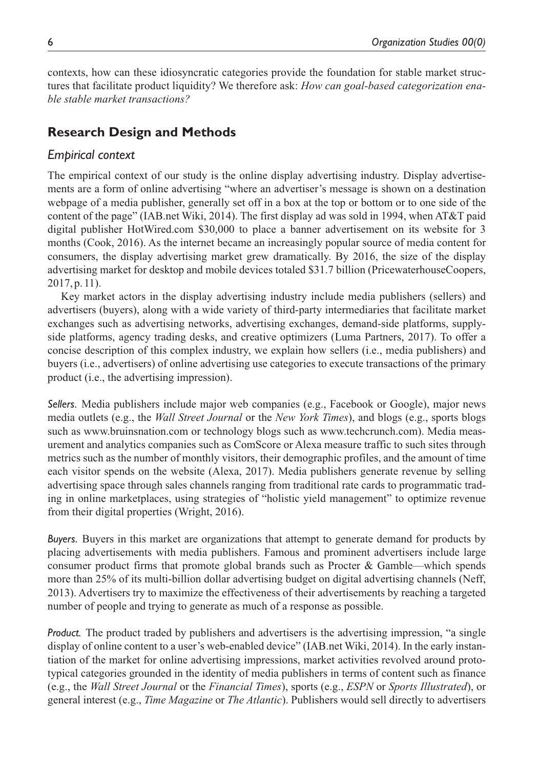contexts, how can these idiosyncratic categories provide the foundation for stable market structures that facilitate product liquidity? We therefore ask: *How can goal-based categorization enable stable market transactions?*

## Research Design and Methods

### Empirical context

The empirical context of our study is the online display advertising industry. Display advertisements are a form of online advertising "where an advertiser's message is shown on a destination webpage of a media publisher, generally set off in a box at the top or bottom or to one side of the content of the page" (IAB.net Wiki, 2014). The first display ad was sold in 1994, when AT&T paid digital publisher HotWired.com $30,000 to place a banner advertisement on its website for 3 months (Cook, 2016). As the internet became an increasingly popular source of media content for consumers, the display advertising market grew dramatically. By 2016, the size of the display advertising market for desktop and mobile devices totaled $31.7 billion (PricewaterhouseCoopers, 2017, p. 11).

Key market actors in the display advertising industry include media publishers (sellers) and advertisers (buyers), along with a wide variety of third-party intermediaries that facilitate market exchanges such as advertising networks, advertising exchanges, demand-side platforms, supply-side platforms, agency trading desks, and creative optimizers (Luma Partners, 2017). To offer a concise description of this complex industry, we explain how sellers (i.e., media publishers) and buyers (i.e., advertisers) of online advertising use categories to execute transactions of the primary product (i.e., the advertising impression).

*Sellers.* Media publishers include major web companies (e.g., Facebook or Google), major news media outlets (e.g., the *Wall Street Journal* or the *New York Times*), and blogs (e.g., sports blogs such as www.bruinsnation.com or technology blogs such as www.techcrunch.com). Media measurement and analytics companies such as ComScore or Alexa measure traffic to such sites through metrics such as the number of monthly visitors, their demographic profiles, and the amount of time each visitor spends on the website (Alexa, 2017). Media publishers generate revenue by selling advertising space through sales channels ranging from traditional rate cards to programmatic trading in online marketplaces, using strategies of "holistic yield management" to optimize revenue from their digital properties (Wright, 2016).

*Buyers.* Buyers in this market are organizations that attempt to generate demand for products by placing advertisements with media publishers. Famous and prominent advertisers include large consumer product firms that promote global brands such as Procter & Gamble—which spends more than 25% of its multi-billion dollar advertising budget on digital advertising channels (Neff, 2013). Advertisers try to maximize the effectiveness of their advertisements by reaching a targeted number of people and trying to generate as much of a response as possible.

*Product.* The product traded by publishers and advertisers is the advertising impression, "a single display of online content to a user's web-enabled device" (IAB.net Wiki, 2014). In the early instantiation of the market for online advertising impressions, market activities revolved around prototypical categories grounded in the identity of media publishers in terms of content such as finance (e.g., the *Wall Street Journal* or the *Financial Times*), sports (e.g., *ESPN* or *Sports Illustrated*), or general interest (e.g., *Time Magazine* or *The Atlantic*). Publishers would sell directly to advertisers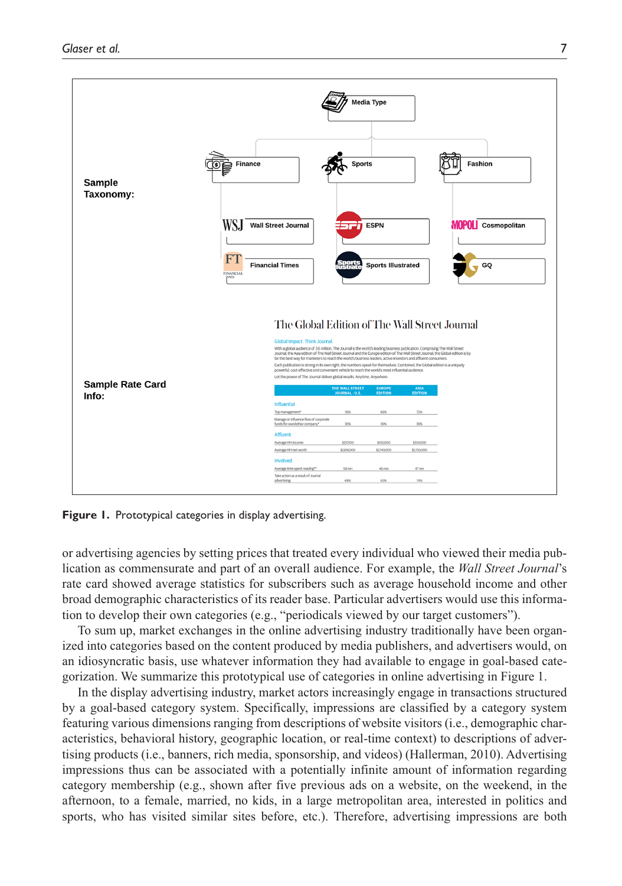**Figure 1.** Prototypical categories in display advertising.

or advertising agencies by setting prices that treated every individual who viewed their media publication as commensurate and part of an overall audience. For example, the *Wall Street Journal*'s rate card showed average statistics for subscribers such as average household income and other broad demographic characteristics of its reader base. Particular advertisers would use this information to develop their own categories (e.g., "periodicals viewed by our target customers").

To sum up, market exchanges in the online advertising industry traditionally have been organized into categories based on the content produced by media publishers, and advertisers would, on an idiosyncratic basis, use whatever information they had available to engage in goal-based categorization. We summarize this prototypical use of categories in online advertising in Figure 1.

In the display advertising industry, market actors increasingly engage in transactions structured by a goal-based category system. Specifically, impressions are classified by a category system featuring various dimensions ranging from descriptions of website visitors (i.e., demographic characteristics, behavioral history, geographic location, or real-time context) to descriptions of advertising products (i.e., banners, rich media, sponsorship, and videos) (Hallerman, 2010). Advertising impressions thus can be associated with a potentially infinite amount of information regarding category membership (e.g., shown after five previous ads on a website, on the weekend, in the afternoon, to a female, married, no kids, in a large metropolitan area, interested in politics and sports, who has visited similar sites before, etc.). Therefore, advertising impressions are both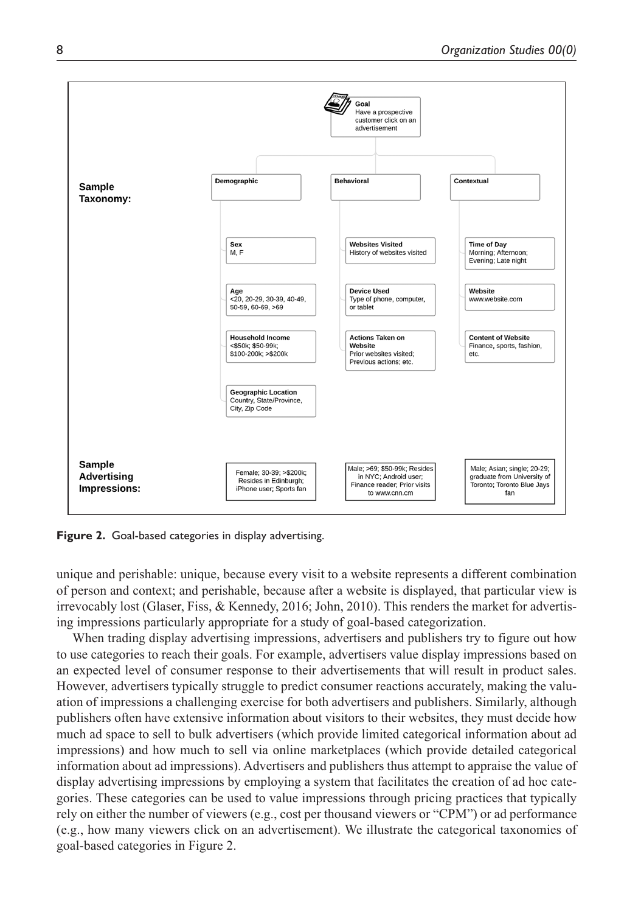**Goal**
Have a prospective customer click on an advertisement

**Sample Taxonomy:**

| Demographic | Behavioral | Contextual |
|---|---|---|
| **Sex** M, F | **Websites Visited** History of websites visited | **Time of Day** Morning; Afternoon; Evening; Late night |
| **Age** <20, 20-29, 30-39, 40-49, 50-59, 60-69, >69 | **Device Used** Type of phone, computer, or tablet | **Website** www.website.com |
| **Household Income** <$50k; $50-99k; $100-200k; >$200k | **Actions Taken on Website** Prior websites visited; Previous actions; etc. | **Content of Website** Finance, sports, fashion, etc. |
| **Geographic Location** Country, State/Province, City, Zip Code | | |

**Sample Advertising Impressions:**

| | | |
|---|---|---|
| Female; 30-39; >$200k; Resides in Edinburgh; iPhone user; Sports fan | Male; >69; $50-99k; Resides in NYC; Android user; Finance reader; Prior visits to www.cnn.cm | Male; Asian; single; 20-29; graduate from University of Toronto; Toronto Blue Jays fan |

**Figure 2.** Goal-based categories in display advertising.

unique and perishable: unique, because every visit to a website represents a different combination of person and context; and perishable, because after a website is displayed, that particular view is irrevocably lost (Glaser, Fiss, & Kennedy, 2016; John, 2010). This renders the market for advertising impressions particularly appropriate for a study of goal-based categorization.

When trading display advertising impressions, advertisers and publishers try to figure out how to use categories to reach their goals. For example, advertisers value display impressions based on an expected level of consumer response to their advertisements that will result in product sales. However, advertisers typically struggle to predict consumer reactions accurately, making the valuation of impressions a challenging exercise for both advertisers and publishers. Similarly, although publishers often have extensive information about visitors to their websites, they must decide how much ad space to sell to bulk advertisers (which provide limited categorical information about ad impressions) and how much to sell via online marketplaces (which provide detailed categorical information about ad impressions). Advertisers and publishers thus attempt to appraise the value of display advertising impressions by employing a system that facilitates the creation of ad hoc categories. These categories can be used to value impressions through pricing practices that typically rely on either the number of viewers (e.g., cost per thousand viewers or "CPM") or ad performance (e.g., how many viewers click on an advertisement). We illustrate the categorical taxonomies of goal-based categories in Figure 2.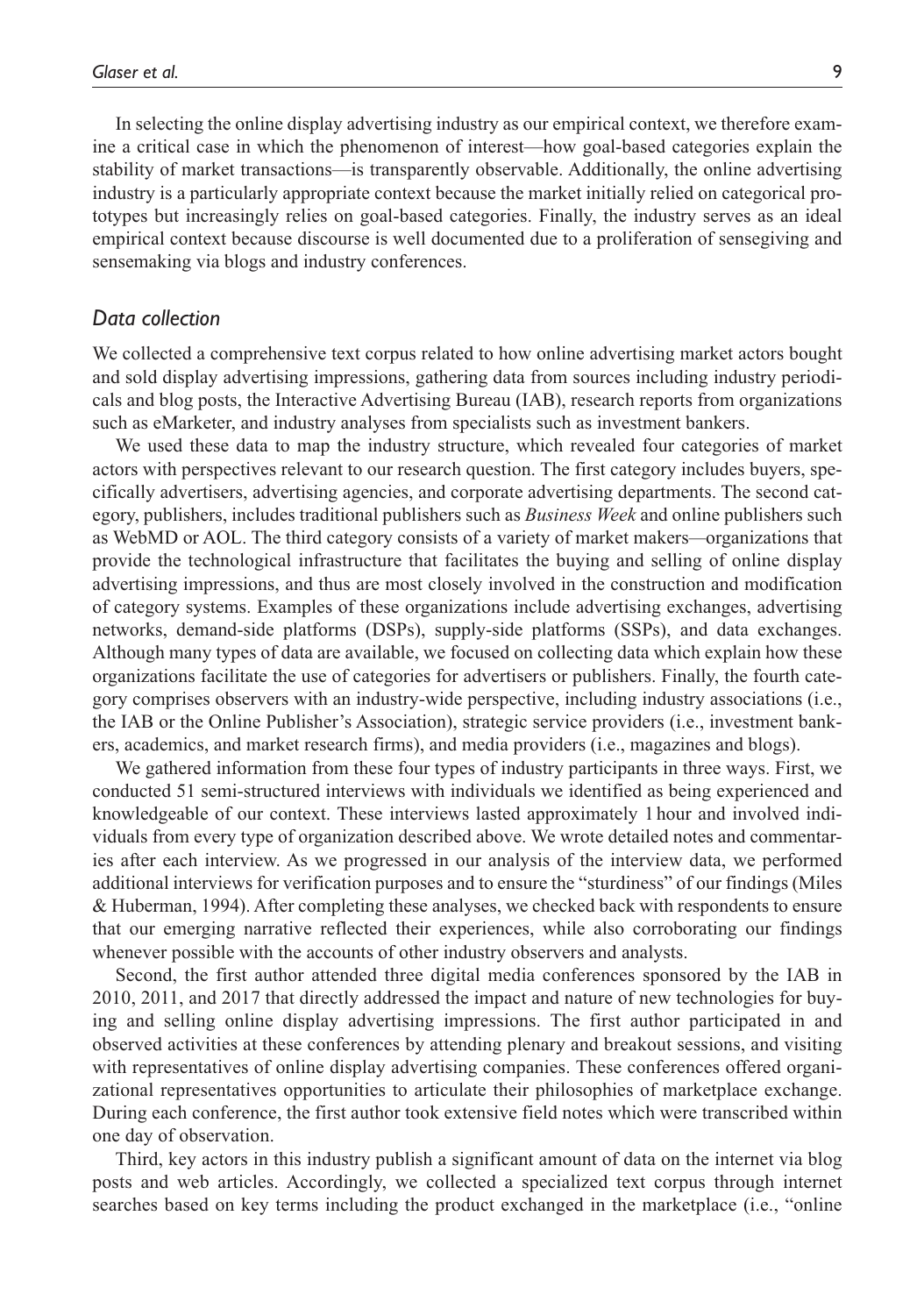In selecting the online display advertising industry as our empirical context, we therefore examine a critical case in which the phenomenon of interest—how goal-based categories explain the stability of market transactions—is transparently observable. Additionally, the online advertising industry is a particularly appropriate context because the market initially relied on categorical prototypes but increasingly relies on goal-based categories. Finally, the industry serves as an ideal empirical context because discourse is well documented due to a proliferation of sensegiving and sensemaking via blogs and industry conferences.

### *Data collection*

We collected a comprehensive text corpus related to how online advertising market actors bought and sold display advertising impressions, gathering data from sources including industry periodicals and blog posts, the Interactive Advertising Bureau (IAB), research reports from organizations such as eMarketer, and industry analyses from specialists such as investment bankers.

We used these data to map the industry structure, which revealed four categories of market actors with perspectives relevant to our research question. The first category includes buyers, specifically advertisers, advertising agencies, and corporate advertising departments. The second category, publishers, includes traditional publishers such as *Business Week* and online publishers such as WebMD or AOL. The third category consists of a variety of market makers—organizations that provide the technological infrastructure that facilitates the buying and selling of online display advertising impressions, and thus are most closely involved in the construction and modification of category systems. Examples of these organizations include advertising exchanges, advertising networks, demand-side platforms (DSPs), supply-side platforms (SSPs), and data exchanges. Although many types of data are available, we focused on collecting data which explain how these organizations facilitate the use of categories for advertisers or publishers. Finally, the fourth category comprises observers with an industry-wide perspective, including industry associations (i.e., the IAB or the Online Publisher's Association), strategic service providers (i.e., investment bankers, academics, and market research firms), and media providers (i.e., magazines and blogs).

We gathered information from these four types of industry participants in three ways. First, we conducted 51 semi-structured interviews with individuals we identified as being experienced and knowledgeable of our context. These interviews lasted approximately 1 hour and involved individuals from every type of organization described above. We wrote detailed notes and commentaries after each interview. As we progressed in our analysis of the interview data, we performed additional interviews for verification purposes and to ensure the "sturdiness" of our findings (Miles & Huberman, 1994). After completing these analyses, we checked back with respondents to ensure that our emerging narrative reflected their experiences, while also corroborating our findings whenever possible with the accounts of other industry observers and analysts.

Second, the first author attended three digital media conferences sponsored by the IAB in 2010, 2011, and 2017 that directly addressed the impact and nature of new technologies for buying and selling online display advertising impressions. The first author participated in and observed activities at these conferences by attending plenary and breakout sessions, and visiting with representatives of online display advertising companies. These conferences offered organizational representatives opportunities to articulate their philosophies of marketplace exchange. During each conference, the first author took extensive field notes which were transcribed within one day of observation.

Third, key actors in this industry publish a significant amount of data on the internet via blog posts and web articles. Accordingly, we collected a specialized text corpus through internet searches based on key terms including the product exchanged in the marketplace (i.e., "online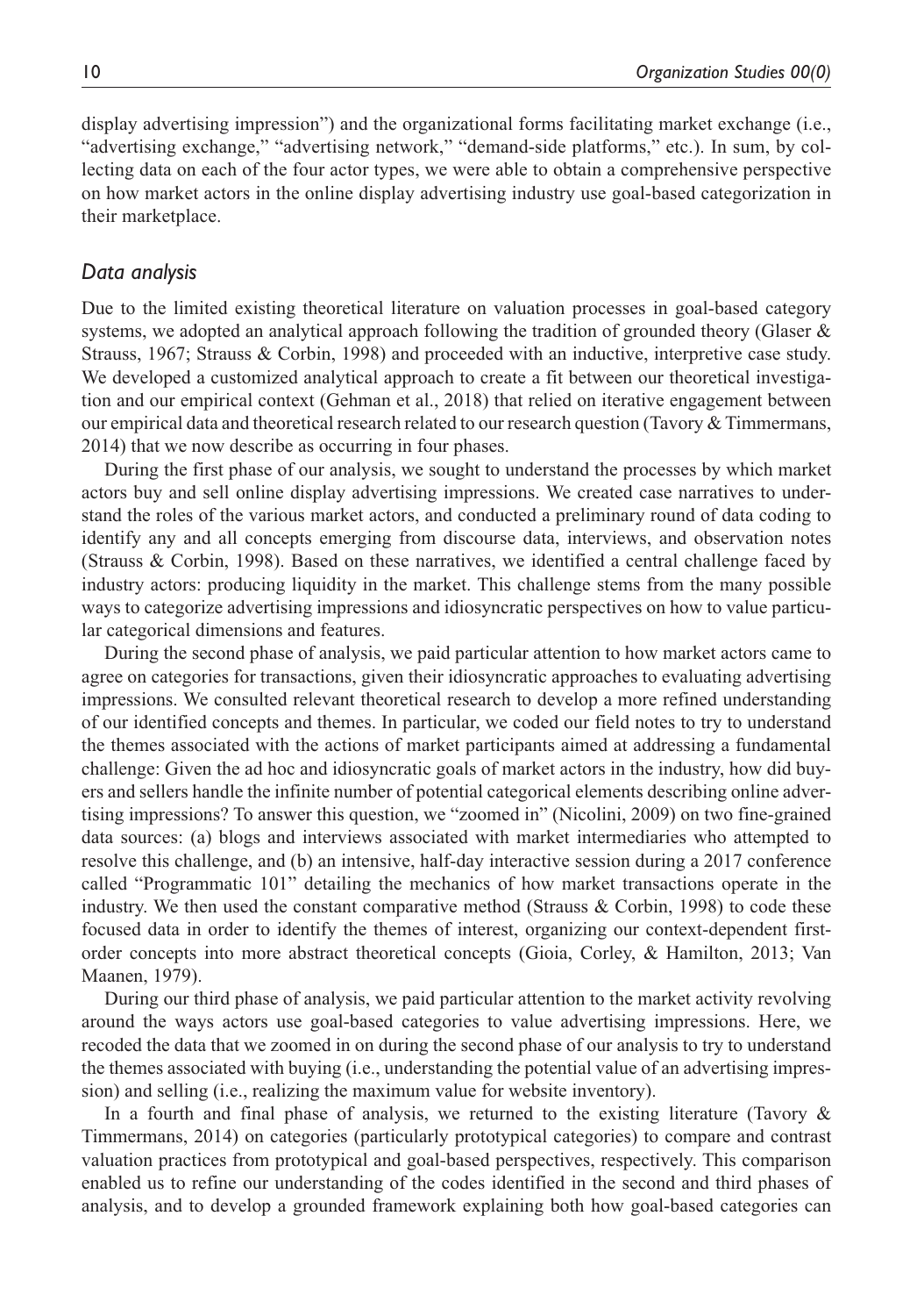display advertising impression") and the organizational forms facilitating market exchange (i.e., "advertising exchange," "advertising network," "demand-side platforms," etc.). In sum, by collecting data on each of the four actor types, we were able to obtain a comprehensive perspective on how market actors in the online display advertising industry use goal-based categorization in their marketplace.

## *Data analysis*

Due to the limited existing theoretical literature on valuation processes in goal-based category systems, we adopted an analytical approach following the tradition of grounded theory (Glaser & Strauss, 1967; Strauss & Corbin, 1998) and proceeded with an inductive, interpretive case study. We developed a customized analytical approach to create a fit between our theoretical investigation and our empirical context (Gehman et al., 2018) that relied on iterative engagement between our empirical data and theoretical research related to our research question (Tavory & Timmermans, 2014) that we now describe as occurring in four phases.

During the first phase of our analysis, we sought to understand the processes by which market actors buy and sell online display advertising impressions. We created case narratives to understand the roles of the various market actors, and conducted a preliminary round of data coding to identify any and all concepts emerging from discourse data, interviews, and observation notes (Strauss & Corbin, 1998). Based on these narratives, we identified a central challenge faced by industry actors: producing liquidity in the market. This challenge stems from the many possible ways to categorize advertising impressions and idiosyncratic perspectives on how to value particular categorical dimensions and features.

During the second phase of analysis, we paid particular attention to how market actors came to agree on categories for transactions, given their idiosyncratic approaches to evaluating advertising impressions. We consulted relevant theoretical research to develop a more refined understanding of our identified concepts and themes. In particular, we coded our field notes to try to understand the themes associated with the actions of market participants aimed at addressing a fundamental challenge: Given the ad hoc and idiosyncratic goals of market actors in the industry, how did buyers and sellers handle the infinite number of potential categorical elements describing online advertising impressions? To answer this question, we "zoomed in" (Nicolini, 2009) on two fine-grained data sources: (a) blogs and interviews associated with market intermediaries who attempted to resolve this challenge, and (b) an intensive, half-day interactive session during a 2017 conference called "Programmatic 101" detailing the mechanics of how market transactions operate in the industry. We then used the constant comparative method (Strauss & Corbin, 1998) to code these focused data in order to identify the themes of interest, organizing our context-dependent first-order concepts into more abstract theoretical concepts (Gioia, Corley, & Hamilton, 2013; Van Maanen, 1979).

During our third phase of analysis, we paid particular attention to the market activity revolving around the ways actors use goal-based categories to value advertising impressions. Here, we recoded the data that we zoomed in on during the second phase of our analysis to try to understand the themes associated with buying (i.e., understanding the potential value of an advertising impression) and selling (i.e., realizing the maximum value for website inventory).

In a fourth and final phase of analysis, we returned to the existing literature (Tavory & Timmermans, 2014) on categories (particularly prototypical categories) to compare and contrast valuation practices from prototypical and goal-based perspectives, respectively. This comparison enabled us to refine our understanding of the codes identified in the second and third phases of analysis, and to develop a grounded framework explaining both how goal-based categories can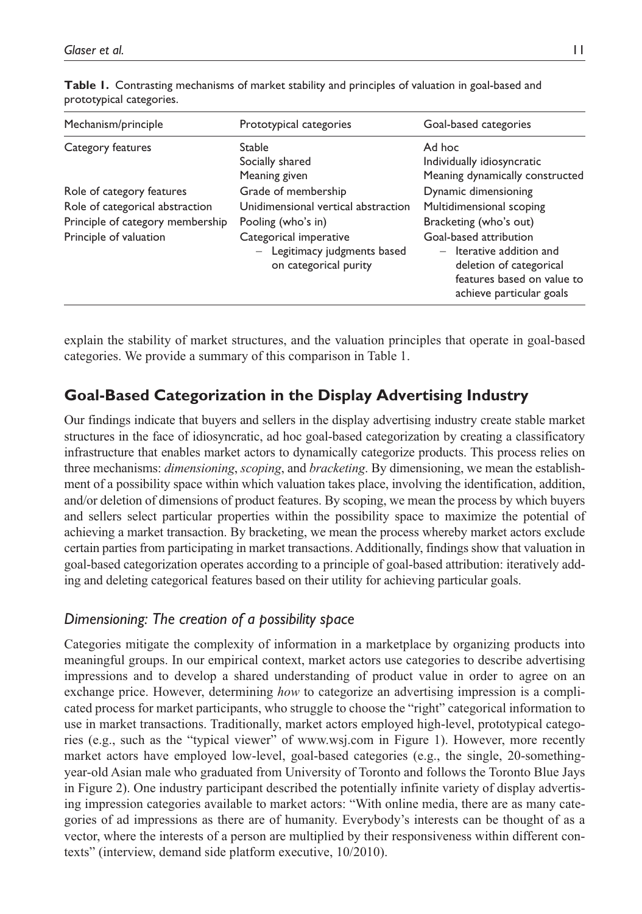**Table 1.** Contrasting mechanisms of market stability and principles of valuation in goal-based and prototypical categories.

| Mechanism/principle | Prototypical categories | Goal-based categories |
| --- | --- | --- |
| Category features | Stable<br>Socially shared<br>Meaning given | Ad hoc<br>Individually idiosyncratic<br>Meaning dynamically constructed |
| Role of category features | Grade of membership | Dynamic dimensioning |
| Role of categorical abstraction | Unidimensional vertical abstraction | Multidimensional scoping |
| Principle of category membership | Pooling (who's in) | Bracketing (who's out) |
| Principle of valuation | Categorical imperative<br>– Legitimacy judgments based on categorical purity | Goal-based attribution<br>– Iterative addition and deletion of categorical features based on value to achieve particular goals |

explain the stability of market structures, and the valuation principles that operate in goal-based categories. We provide a summary of this comparison in Table 1.

## Goal-Based Categorization in the Display Advertising Industry

Our findings indicate that buyers and sellers in the display advertising industry create stable market structures in the face of idiosyncratic, ad hoc goal-based categorization by creating a classificatory infrastructure that enables market actors to dynamically categorize products. This process relies on three mechanisms: *dimensioning*, *scoping*, and *bracketing*. By dimensioning, we mean the establishment of a possibility space within which valuation takes place, involving the identification, addition, and/or deletion of dimensions of product features. By scoping, we mean the process by which buyers and sellers select particular properties within the possibility space to maximize the potential of achieving a market transaction. By bracketing, we mean the process whereby market actors exclude certain parties from participating in market transactions. Additionally, findings show that valuation in goal-based categorization operates according to a principle of goal-based attribution: iteratively adding and deleting categorical features based on their utility for achieving particular goals.

### *Dimensioning: The creation of a possibility space*

Categories mitigate the complexity of information in a marketplace by organizing products into meaningful groups. In our empirical context, market actors use categories to describe advertising impressions and to develop a shared understanding of product value in order to agree on an exchange price. However, determining *how* to categorize an advertising impression is a complicated process for market participants, who struggle to choose the "right" categorical information to use in market transactions. Traditionally, market actors employed high-level, prototypical categories (e.g., such as the "typical viewer" of www.wsj.com in Figure 1). However, more recently market actors have employed low-level, goal-based categories (e.g., the single, 20-something-year-old Asian male who graduated from University of Toronto and follows the Toronto Blue Jays in Figure 2). One industry participant described the potentially infinite variety of display advertising impression categories available to market actors: "With online media, there are as many categories of ad impressions as there are of humanity. Everybody's interests can be thought of as a vector, where the interests of a person are multiplied by their responsiveness within different contexts" (interview, demand side platform executive, 10/2010).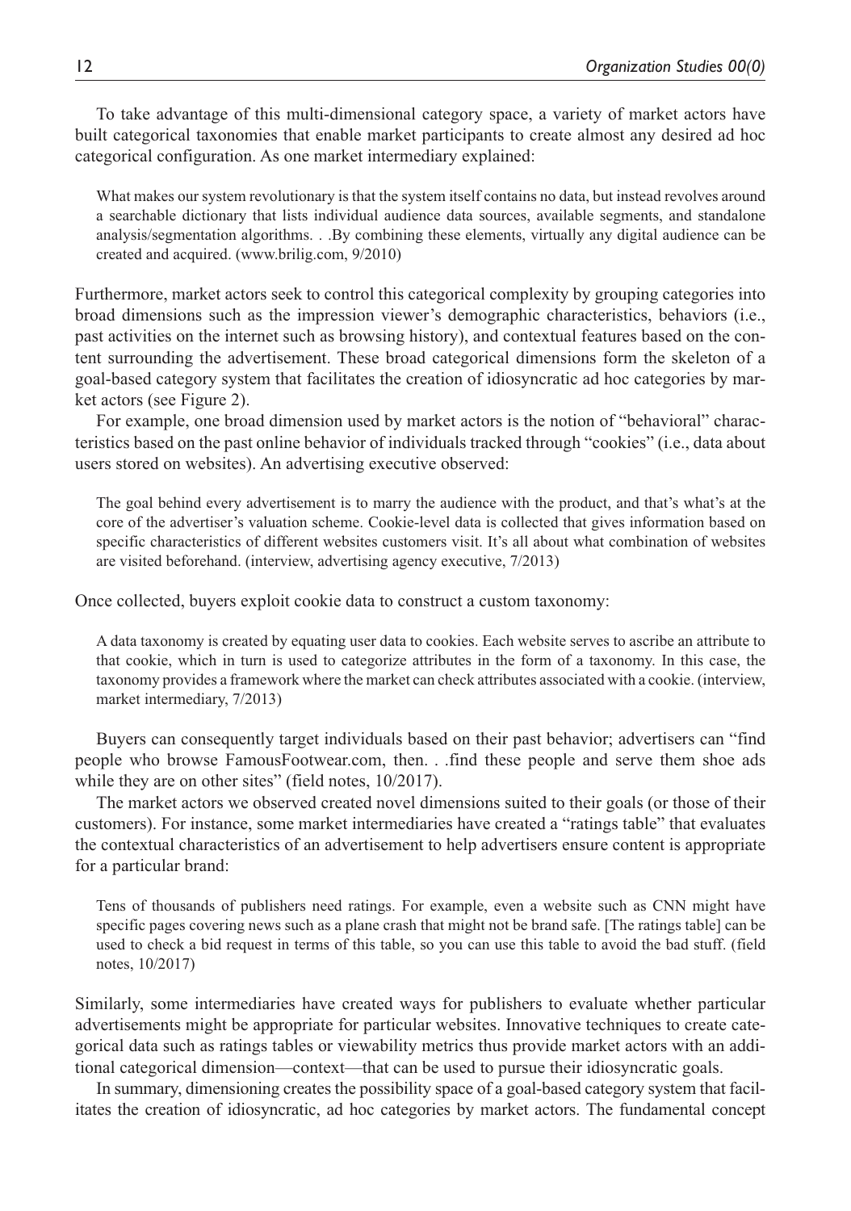To take advantage of this multi-dimensional category space, a variety of market actors have built categorical taxonomies that enable market participants to create almost any desired ad hoc categorical configuration. As one market intermediary explained:

> What makes our system revolutionary is that the system itself contains no data, but instead revolves around a searchable dictionary that lists individual audience data sources, available segments, and standalone analysis/segmentation algorithms. . .By combining these elements, virtually any digital audience can be created and acquired. (www.brilig.com, 9/2010)

Furthermore, market actors seek to control this categorical complexity by grouping categories into broad dimensions such as the impression viewer's demographic characteristics, behaviors (i.e., past activities on the internet such as browsing history), and contextual features based on the content surrounding the advertisement. These broad categorical dimensions form the skeleton of a goal-based category system that facilitates the creation of idiosyncratic ad hoc categories by market actors (see Figure 2).

For example, one broad dimension used by market actors is the notion of "behavioral" characteristics based on the past online behavior of individuals tracked through "cookies" (i.e., data about users stored on websites). An advertising executive observed:

> The goal behind every advertisement is to marry the audience with the product, and that's what's at the core of the advertiser's valuation scheme. Cookie-level data is collected that gives information based on specific characteristics of different websites customers visit. It's all about what combination of websites are visited beforehand. (interview, advertising agency executive, 7/2013)

Once collected, buyers exploit cookie data to construct a custom taxonomy:

> A data taxonomy is created by equating user data to cookies. Each website serves to ascribe an attribute to that cookie, which in turn is used to categorize attributes in the form of a taxonomy. In this case, the taxonomy provides a framework where the market can check attributes associated with a cookie. (interview, market intermediary, 7/2013)

Buyers can consequently target individuals based on their past behavior; advertisers can "find people who browse FamousFootwear.com, then. . .find these people and serve them shoe ads while they are on other sites" (field notes, 10/2017).

The market actors we observed created novel dimensions suited to their goals (or those of their customers). For instance, some market intermediaries have created a "ratings table" that evaluates the contextual characteristics of an advertisement to help advertisers ensure content is appropriate for a particular brand:

> Tens of thousands of publishers need ratings. For example, even a website such as CNN might have specific pages covering news such as a plane crash that might not be brand safe. [The ratings table] can be used to check a bid request in terms of this table, so you can use this table to avoid the bad stuff. (field notes, 10/2017)

Similarly, some intermediaries have created ways for publishers to evaluate whether particular advertisements might be appropriate for particular websites. Innovative techniques to create categorical data such as ratings tables or viewability metrics thus provide market actors with an additional categorical dimension—context—that can be used to pursue their idiosyncratic goals.

In summary, dimensioning creates the possibility space of a goal-based category system that facilitates the creation of idiosyncratic, ad hoc categories by market actors. The fundamental concept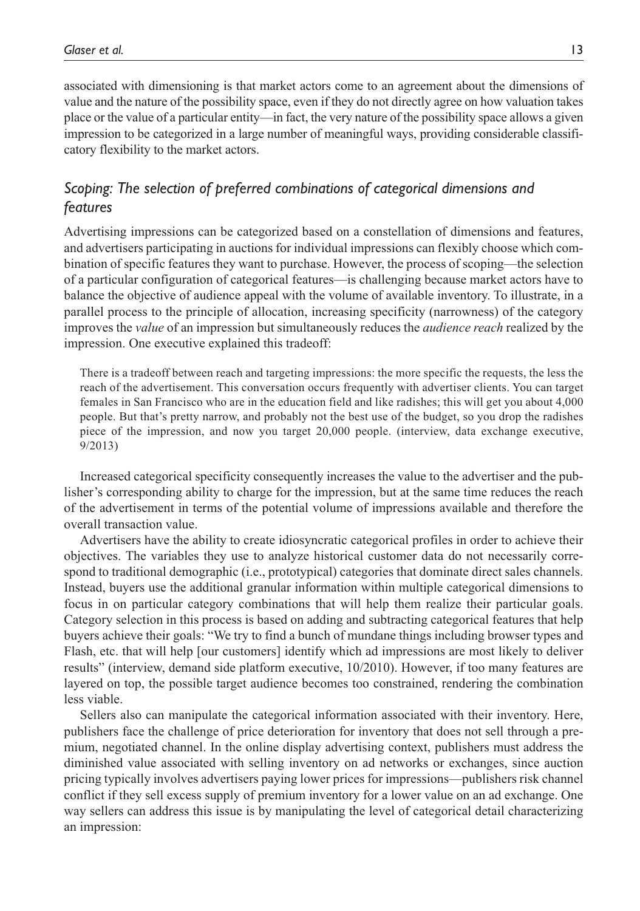associated with dimensioning is that market actors come to an agreement about the dimensions of value and the nature of the possibility space, even if they do not directly agree on how valuation takes place or the value of a particular entity—in fact, the very nature of the possibility space allows a given impression to be categorized in a large number of meaningful ways, providing considerable classificatory flexibility to the market actors.

### *Scoping: The selection of preferred combinations of categorical dimensions and features*

Advertising impressions can be categorized based on a constellation of dimensions and features, and advertisers participating in auctions for individual impressions can flexibly choose which combination of specific features they want to purchase. However, the process of scoping—the selection of a particular configuration of categorical features—is challenging because market actors have to balance the objective of audience appeal with the volume of available inventory. To illustrate, in a parallel process to the principle of allocation, increasing specificity (narrowness) of the category improves the *value* of an impression but simultaneously reduces the *audience reach* realized by the impression. One executive explained this tradeoff:

> There is a tradeoff between reach and targeting impressions: the more specific the requests, the less the reach of the advertisement. This conversation occurs frequently with advertiser clients. You can target females in San Francisco who are in the education field and like radishes; this will get you about 4,000 people. But that's pretty narrow, and probably not the best use of the budget, so you drop the radishes piece of the impression, and now you target 20,000 people. (interview, data exchange executive, 9/2013)

Increased categorical specificity consequently increases the value to the advertiser and the publisher's corresponding ability to charge for the impression, but at the same time reduces the reach of the advertisement in terms of the potential volume of impressions available and therefore the overall transaction value.

Advertisers have the ability to create idiosyncratic categorical profiles in order to achieve their objectives. The variables they use to analyze historical customer data do not necessarily correspond to traditional demographic (i.e., prototypical) categories that dominate direct sales channels. Instead, buyers use the additional granular information within multiple categorical dimensions to focus in on particular category combinations that will help them realize their particular goals. Category selection in this process is based on adding and subtracting categorical features that help buyers achieve their goals: "We try to find a bunch of mundane things including browser types and Flash, etc. that will help [our customers] identify which ad impressions are most likely to deliver results" (interview, demand side platform executive, 10/2010). However, if too many features are layered on top, the possible target audience becomes too constrained, rendering the combination less viable.

Sellers also can manipulate the categorical information associated with their inventory. Here, publishers face the challenge of price deterioration for inventory that does not sell through a premium, negotiated channel. In the online display advertising context, publishers must address the diminished value associated with selling inventory on ad networks or exchanges, since auction pricing typically involves advertisers paying lower prices for impressions—publishers risk channel conflict if they sell excess supply of premium inventory for a lower value on an ad exchange. One way sellers can address this issue is by manipulating the level of categorical detail characterizing an impression: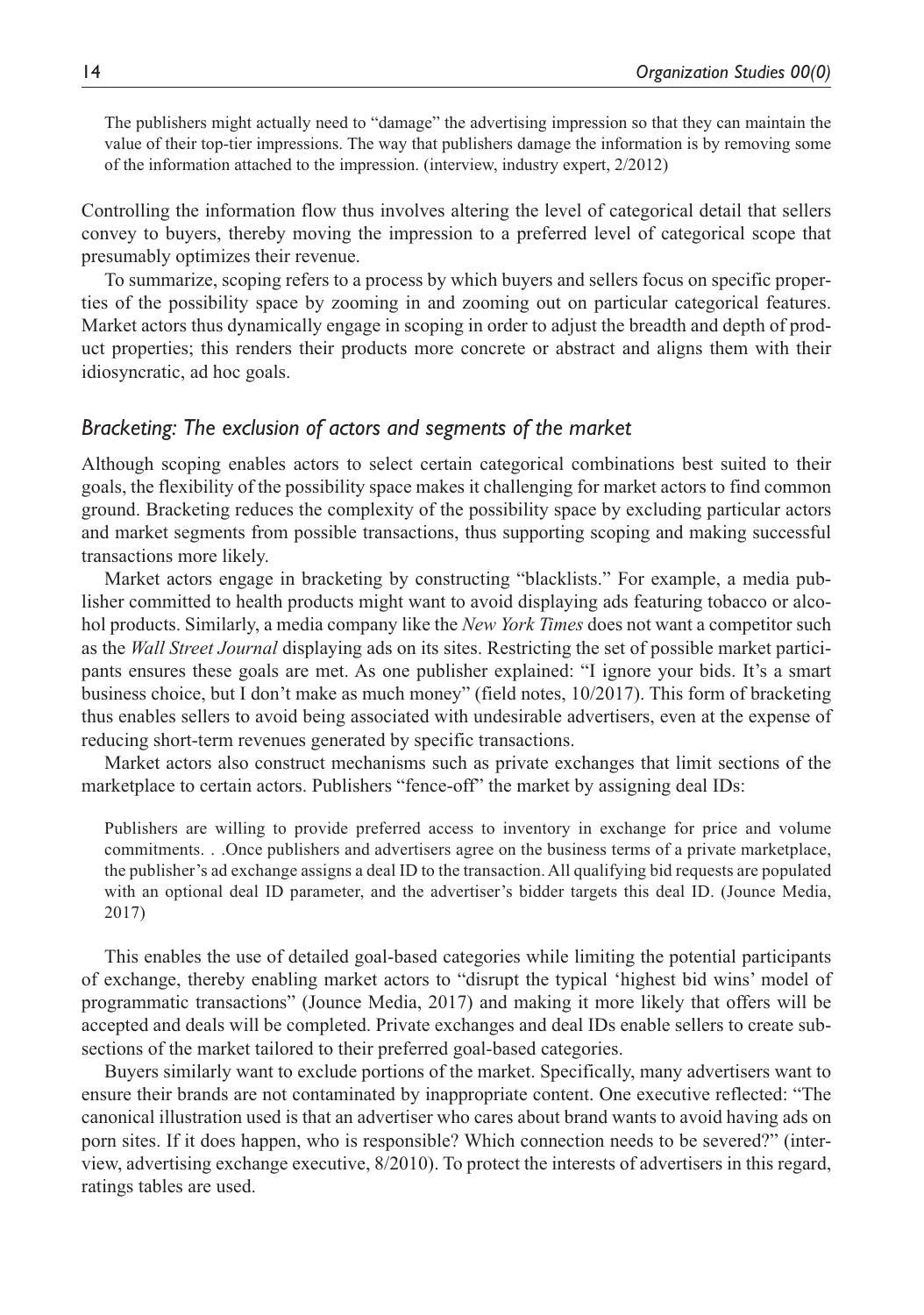> The publishers might actually need to "damage" the advertising impression so that they can maintain the value of their top-tier impressions. The way that publishers damage the information is by removing some of the information attached to the impression. (interview, industry expert, 2/2012)

Controlling the information flow thus involves altering the level of categorical detail that sellers convey to buyers, thereby moving the impression to a preferred level of categorical scope that presumably optimizes their revenue.

To summarize, scoping refers to a process by which buyers and sellers focus on specific properties of the possibility space by zooming in and zooming out on particular categorical features. Market actors thus dynamically engage in scoping in order to adjust the breadth and depth of product properties; this renders their products more concrete or abstract and aligns them with their idiosyncratic, ad hoc goals.

### *Bracketing: The exclusion of actors and segments of the market*

Although scoping enables actors to select certain categorical combinations best suited to their goals, the flexibility of the possibility space makes it challenging for market actors to find common ground. Bracketing reduces the complexity of the possibility space by excluding particular actors and market segments from possible transactions, thus supporting scoping and making successful transactions more likely.

Market actors engage in bracketing by constructing "blacklists." For example, a media publisher committed to health products might want to avoid displaying ads featuring tobacco or alcohol products. Similarly, a media company like the *New York Times* does not want a competitor such as the *Wall Street Journal* displaying ads on its sites. Restricting the set of possible market participants ensures these goals are met. As one publisher explained: "I ignore your bids. It's a smart business choice, but I don't make as much money" (field notes, 10/2017). This form of bracketing thus enables sellers to avoid being associated with undesirable advertisers, even at the expense of reducing short-term revenues generated by specific transactions.

Market actors also construct mechanisms such as private exchanges that limit sections of the marketplace to certain actors. Publishers "fence-off" the market by assigning deal IDs:

> Publishers are willing to provide preferred access to inventory in exchange for price and volume commitments. . .Once publishers and advertisers agree on the business terms of a private marketplace, the publisher's ad exchange assigns a deal ID to the transaction. All qualifying bid requests are populated with an optional deal ID parameter, and the advertiser's bidder targets this deal ID. (Jounce Media, 2017)

This enables the use of detailed goal-based categories while limiting the potential participants of exchange, thereby enabling market actors to "disrupt the typical 'highest bid wins' model of programmatic transactions" (Jounce Media, 2017) and making it more likely that offers will be accepted and deals will be completed. Private exchanges and deal IDs enable sellers to create subsections of the market tailored to their preferred goal-based categories.

Buyers similarly want to exclude portions of the market. Specifically, many advertisers want to ensure their brands are not contaminated by inappropriate content. One executive reflected: "The canonical illustration used is that an advertiser who cares about brand wants to avoid having ads on porn sites. If it does happen, who is responsible? Which connection needs to be severed?" (interview, advertising exchange executive, 8/2010). To protect the interests of advertisers in this regard, ratings tables are used.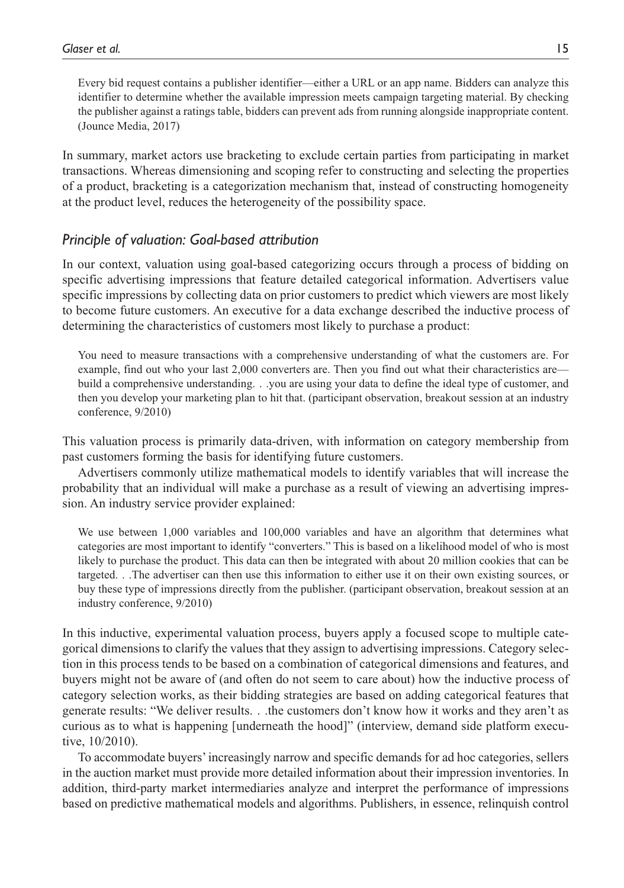> Every bid request contains a publisher identifier—either a URL or an app name. Bidders can analyze this identifier to determine whether the available impression meets campaign targeting material. By checking the publisher against a ratings table, bidders can prevent ads from running alongside inappropriate content. (Jounce Media, 2017)

In summary, market actors use bracketing to exclude certain parties from participating in market transactions. Whereas dimensioning and scoping refer to constructing and selecting the properties of a product, bracketing is a categorization mechanism that, instead of constructing homogeneity at the product level, reduces the heterogeneity of the possibility space.

### *Principle of valuation: Goal-based attribution*

In our context, valuation using goal-based categorizing occurs through a process of bidding on specific advertising impressions that feature detailed categorical information. Advertisers value specific impressions by collecting data on prior customers to predict which viewers are most likely to become future customers. An executive for a data exchange described the inductive process of determining the characteristics of customers most likely to purchase a product:

> You need to measure transactions with a comprehensive understanding of what the customers are. For example, find out who your last 2,000 converters are. Then you find out what their characteristics are—build a comprehensive understanding. . .you are using your data to define the ideal type of customer, and then you develop your marketing plan to hit that. (participant observation, breakout session at an industry conference, 9/2010)

This valuation process is primarily data-driven, with information on category membership from past customers forming the basis for identifying future customers.

Advertisers commonly utilize mathematical models to identify variables that will increase the probability that an individual will make a purchase as a result of viewing an advertising impression. An industry service provider explained:

> We use between 1,000 variables and 100,000 variables and have an algorithm that determines what categories are most important to identify "converters." This is based on a likelihood model of who is most likely to purchase the product. This data can then be integrated with about 20 million cookies that can be targeted. . .The advertiser can then use this information to either use it on their own existing sources, or buy these type of impressions directly from the publisher. (participant observation, breakout session at an industry conference, 9/2010)

In this inductive, experimental valuation process, buyers apply a focused scope to multiple categorical dimensions to clarify the values that they assign to advertising impressions. Category selection in this process tends to be based on a combination of categorical dimensions and features, and buyers might not be aware of (and often do not seem to care about) how the inductive process of category selection works, as their bidding strategies are based on adding categorical features that generate results: "We deliver results. . .the customers don't know how it works and they aren't as curious as to what is happening [underneath the hood]" (interview, demand side platform executive, 10/2010).

To accommodate buyers' increasingly narrow and specific demands for ad hoc categories, sellers in the auction market must provide more detailed information about their impression inventories. In addition, third-party market intermediaries analyze and interpret the performance of impressions based on predictive mathematical models and algorithms. Publishers, in essence, relinquish control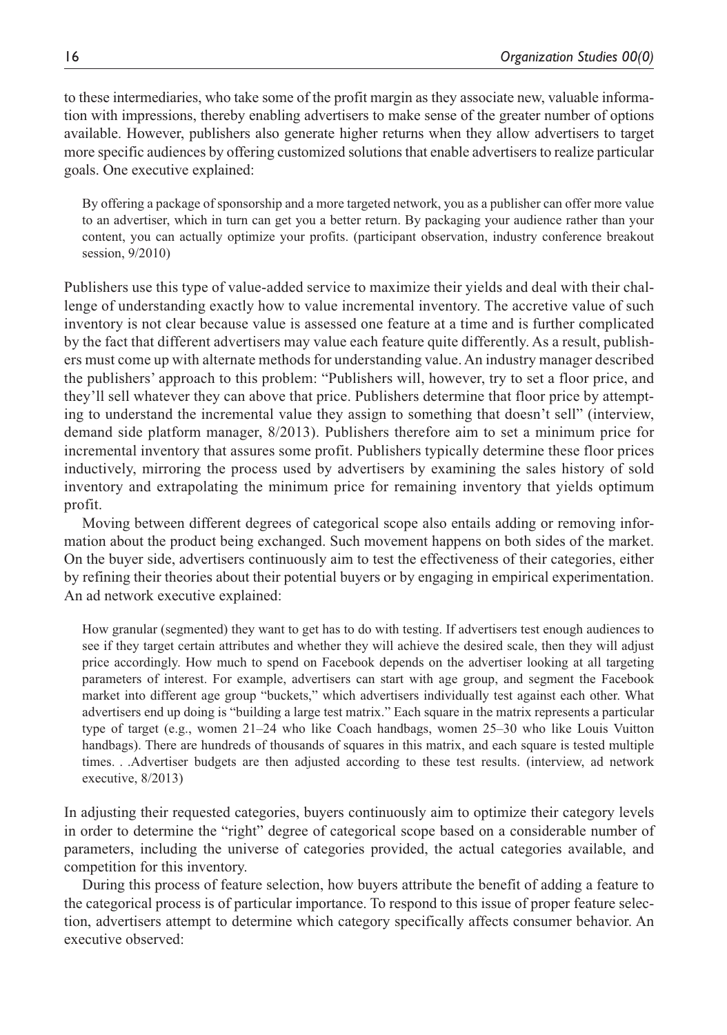to these intermediaries, who take some of the profit margin as they associate new, valuable information with impressions, thereby enabling advertisers to make sense of the greater number of options available. However, publishers also generate higher returns when they allow advertisers to target more specific audiences by offering customized solutions that enable advertisers to realize particular goals. One executive explained:

> By offering a package of sponsorship and a more targeted network, you as a publisher can offer more value to an advertiser, which in turn can get you a better return. By packaging your audience rather than your content, you can actually optimize your profits. (participant observation, industry conference breakout session, 9/2010)

Publishers use this type of value-added service to maximize their yields and deal with their challenge of understanding exactly how to value incremental inventory. The accretive value of such inventory is not clear because value is assessed one feature at a time and is further complicated by the fact that different advertisers may value each feature quite differently. As a result, publishers must come up with alternate methods for understanding value. An industry manager described the publishers' approach to this problem: "Publishers will, however, try to set a floor price, and they'll sell whatever they can above that price. Publishers determine that floor price by attempting to understand the incremental value they assign to something that doesn't sell" (interview, demand side platform manager, 8/2013). Publishers therefore aim to set a minimum price for incremental inventory that assures some profit. Publishers typically determine these floor prices inductively, mirroring the process used by advertisers by examining the sales history of sold inventory and extrapolating the minimum price for remaining inventory that yields optimum profit.

Moving between different degrees of categorical scope also entails adding or removing information about the product being exchanged. Such movement happens on both sides of the market. On the buyer side, advertisers continuously aim to test the effectiveness of their categories, either by refining their theories about their potential buyers or by engaging in empirical experimentation. An ad network executive explained:

> How granular (segmented) they want to get has to do with testing. If advertisers test enough audiences to see if they target certain attributes and whether they will achieve the desired scale, then they will adjust price accordingly. How much to spend on Facebook depends on the advertiser looking at all targeting parameters of interest. For example, advertisers can start with age group, and segment the Facebook market into different age group "buckets," which advertisers individually test against each other. What advertisers end up doing is "building a large test matrix." Each square in the matrix represents a particular type of target (e.g., women 21–24 who like Coach handbags, women 25–30 who like Louis Vuitton handbags). There are hundreds of thousands of squares in this matrix, and each square is tested multiple times. . .Advertiser budgets are then adjusted according to these test results. (interview, ad network executive, 8/2013)

In adjusting their requested categories, buyers continuously aim to optimize their category levels in order to determine the "right" degree of categorical scope based on a considerable number of parameters, including the universe of categories provided, the actual categories available, and competition for this inventory.

During this process of feature selection, how buyers attribute the benefit of adding a feature to the categorical process is of particular importance. To respond to this issue of proper feature selection, advertisers attempt to determine which category specifically affects consumer behavior. An executive observed: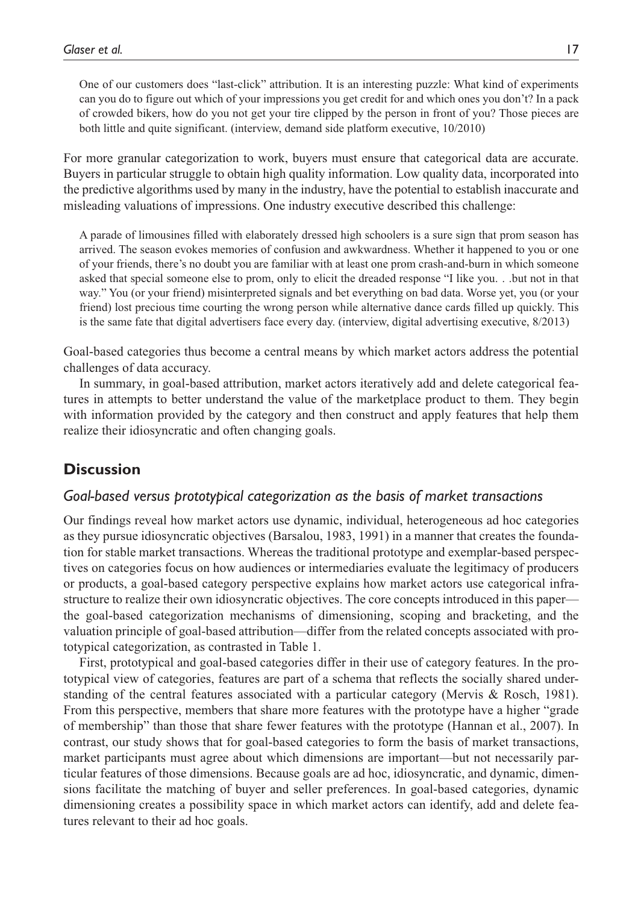> One of our customers does "last-click" attribution. It is an interesting puzzle: What kind of experiments can you do to figure out which of your impressions you get credit for and which ones you don't? In a pack of crowded bikers, how do you not get your tire clipped by the person in front of you? Those pieces are both little and quite significant. (interview, demand side platform executive, 10/2010)

For more granular categorization to work, buyers must ensure that categorical data are accurate. Buyers in particular struggle to obtain high quality information. Low quality data, incorporated into the predictive algorithms used by many in the industry, have the potential to establish inaccurate and misleading valuations of impressions. One industry executive described this challenge:

> A parade of limousines filled with elaborately dressed high schoolers is a sure sign that prom season has arrived. The season evokes memories of confusion and awkwardness. Whether it happened to you or one of your friends, there's no doubt you are familiar with at least one prom crash-and-burn in which someone asked that special someone else to prom, only to elicit the dreaded response "I like you. . .but not in that way." You (or your friend) misinterpreted signals and bet everything on bad data. Worse yet, you (or your friend) lost precious time courting the wrong person while alternative dance cards filled up quickly. This is the same fate that digital advertisers face every day. (interview, digital advertising executive, 8/2013)

Goal-based categories thus become a central means by which market actors address the potential challenges of data accuracy.

In summary, in goal-based attribution, market actors iteratively add and delete categorical features in attempts to better understand the value of the marketplace product to them. They begin with information provided by the category and then construct and apply features that help them realize their idiosyncratic and often changing goals.

## Discussion

### *Goal-based versus prototypical categorization as the basis of market transactions*

Our findings reveal how market actors use dynamic, individual, heterogeneous ad hoc categories as they pursue idiosyncratic objectives (Barsalou, 1983, 1991) in a manner that creates the foundation for stable market transactions. Whereas the traditional prototype and exemplar-based perspectives on categories focus on how audiences or intermediaries evaluate the legitimacy of producers or products, a goal-based category perspective explains how market actors use categorical infrastructure to realize their own idiosyncratic objectives. The core concepts introduced in this paper—the goal-based categorization mechanisms of dimensioning, scoping and bracketing, and the valuation principle of goal-based attribution—differ from the related concepts associated with prototypical categorization, as contrasted in Table 1.

First, prototypical and goal-based categories differ in their use of category features. In the prototypical view of categories, features are part of a schema that reflects the socially shared understanding of the central features associated with a particular category (Mervis & Rosch, 1981). From this perspective, members that share more features with the prototype have a higher "grade of membership" than those that share fewer features with the prototype (Hannan et al., 2007). In contrast, our study shows that for goal-based categories to form the basis of market transactions, market participants must agree about which dimensions are important—but not necessarily particular features of those dimensions. Because goals are ad hoc, idiosyncratic, and dynamic, dimensions facilitate the matching of buyer and seller preferences. In goal-based categories, dynamic dimensioning creates a possibility space in which market actors can identify, add and delete features relevant to their ad hoc goals.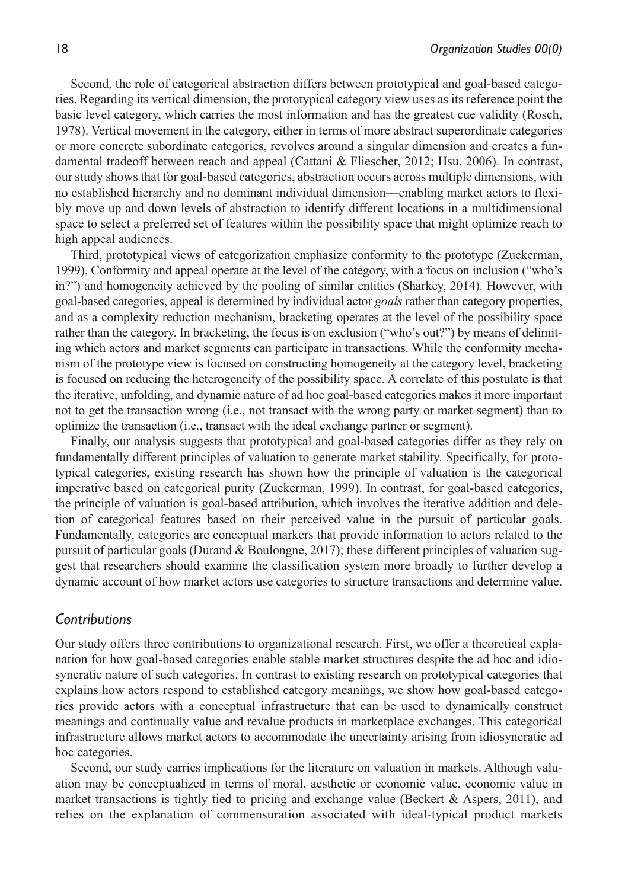Second, the role of categorical abstraction differs between prototypical and goal-based categories. Regarding its vertical dimension, the prototypical category view uses as its reference point the basic level category, which carries the most information and has the greatest cue validity (Rosch, 1978). Vertical movement in the category, either in terms of more abstract superordinate categories or more concrete subordinate categories, revolves around a singular dimension and creates a fundamental tradeoff between reach and appeal (Cattani & Fliescher, 2012; Hsu, 2006). In contrast, our study shows that for goal-based categories, abstraction occurs across multiple dimensions, with no established hierarchy and no dominant individual dimension—enabling market actors to flexibly move up and down levels of abstraction to identify different locations in a multidimensional space to select a preferred set of features within the possibility space that might optimize reach to high appeal audiences.

Third, prototypical views of categorization emphasize conformity to the prototype (Zuckerman, 1999). Conformity and appeal operate at the level of the category, with a focus on inclusion ("who's in?") and homogeneity achieved by the pooling of similar entities (Sharkey, 2014). However, with goal-based categories, appeal is determined by individual actor *goals* rather than category properties, and as a complexity reduction mechanism, bracketing operates at the level of the possibility space rather than the category. In bracketing, the focus is on exclusion ("who's out?") by means of delimiting which actors and market segments can participate in transactions. While the conformity mechanism of the prototype view is focused on constructing homogeneity at the category level, bracketing is focused on reducing the heterogeneity of the possibility space. A correlate of this postulate is that the iterative, unfolding, and dynamic nature of ad hoc goal-based categories makes it more important not to get the transaction wrong (i.e., not transact with the wrong party or market segment) than to optimize the transaction (i.e., transact with the ideal exchange partner or segment).

Finally, our analysis suggests that prototypical and goal-based categories differ as they rely on fundamentally different principles of valuation to generate market stability. Specifically, for prototypical categories, existing research has shown how the principle of valuation is the categorical imperative based on categorical purity (Zuckerman, 1999). In contrast, for goal-based categories, the principle of valuation is goal-based attribution, which involves the iterative addition and deletion of categorical features based on their perceived value in the pursuit of particular goals. Fundamentally, categories are conceptual markers that provide information to actors related to the pursuit of particular goals (Durand & Boulongne, 2017); these different principles of valuation suggest that researchers should examine the classification system more broadly to further develop a dynamic account of how market actors use categories to structure transactions and determine value.

### *Contributions*

Our study offers three contributions to organizational research. First, we offer a theoretical explanation for how goal-based categories enable stable market structures despite the ad hoc and idiosyncratic nature of such categories. In contrast to existing research on prototypical categories that explains how actors respond to established category meanings, we show how goal-based categories provide actors with a conceptual infrastructure that can be used to dynamically construct meanings and continually value and revalue products in marketplace exchanges. This categorical infrastructure allows market actors to accommodate the uncertainty arising from idiosyncratic ad hoc categories.

Second, our study carries implications for the literature on valuation in markets. Although valuation may be conceptualized in terms of moral, aesthetic or economic value, economic value in market transactions is tightly tied to pricing and exchange value (Beckert & Aspers, 2011), and relies on the explanation of commensuration associated with ideal-typical product markets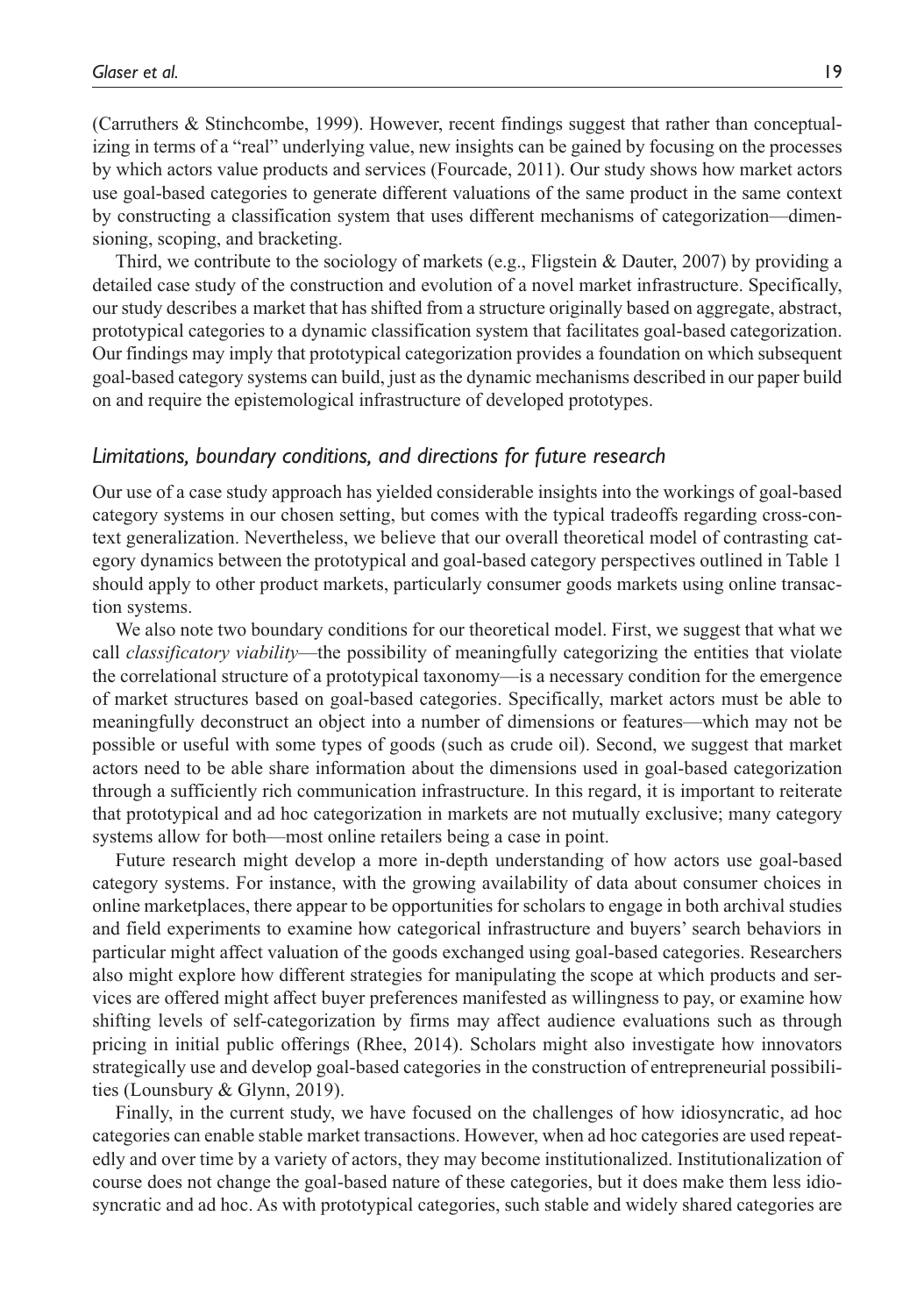(Carruthers & Stinchcombe, 1999). However, recent findings suggest that rather than conceptualizing in terms of a "real" underlying value, new insights can be gained by focusing on the processes by which actors value products and services (Fourcade, 2011). Our study shows how market actors use goal-based categories to generate different valuations of the same product in the same context by constructing a classification system that uses different mechanisms of categorization—dimensioning, scoping, and bracketing.

Third, we contribute to the sociology of markets (e.g., Fligstein & Dauter, 2007) by providing a detailed case study of the construction and evolution of a novel market infrastructure. Specifically, our study describes a market that has shifted from a structure originally based on aggregate, abstract, prototypical categories to a dynamic classification system that facilitates goal-based categorization. Our findings may imply that prototypical categorization provides a foundation on which subsequent goal-based category systems can build, just as the dynamic mechanisms described in our paper build on and require the epistemological infrastructure of developed prototypes.

### *Limitations, boundary conditions, and directions for future research*

Our use of a case study approach has yielded considerable insights into the workings of goal-based category systems in our chosen setting, but comes with the typical tradeoffs regarding cross-context generalization. Nevertheless, we believe that our overall theoretical model of contrasting category dynamics between the prototypical and goal-based category perspectives outlined in Table 1 should apply to other product markets, particularly consumer goods markets using online transaction systems.

We also note two boundary conditions for our theoretical model. First, we suggest that what we call *classificatory viability*—the possibility of meaningfully categorizing the entities that violate the correlational structure of a prototypical taxonomy—is a necessary condition for the emergence of market structures based on goal-based categories. Specifically, market actors must be able to meaningfully deconstruct an object into a number of dimensions or features—which may not be possible or useful with some types of goods (such as crude oil). Second, we suggest that market actors need to be able share information about the dimensions used in goal-based categorization through a sufficiently rich communication infrastructure. In this regard, it is important to reiterate that prototypical and ad hoc categorization in markets are not mutually exclusive; many category systems allow for both—most online retailers being a case in point.

Future research might develop a more in-depth understanding of how actors use goal-based category systems. For instance, with the growing availability of data about consumer choices in online marketplaces, there appear to be opportunities for scholars to engage in both archival studies and field experiments to examine how categorical infrastructure and buyers' search behaviors in particular might affect valuation of the goods exchanged using goal-based categories. Researchers also might explore how different strategies for manipulating the scope at which products and services are offered might affect buyer preferences manifested as willingness to pay, or examine how shifting levels of self-categorization by firms may affect audience evaluations such as through pricing in initial public offerings (Rhee, 2014). Scholars might also investigate how innovators strategically use and develop goal-based categories in the construction of entrepreneurial possibilities (Lounsbury & Glynn, 2019).

Finally, in the current study, we have focused on the challenges of how idiosyncratic, ad hoc categories can enable stable market transactions. However, when ad hoc categories are used repeatedly and over time by a variety of actors, they may become institutionalized. Institutionalization of course does not change the goal-based nature of these categories, but it does make them less idiosyncratic and ad hoc. As with prototypical categories, such stable and widely shared categories are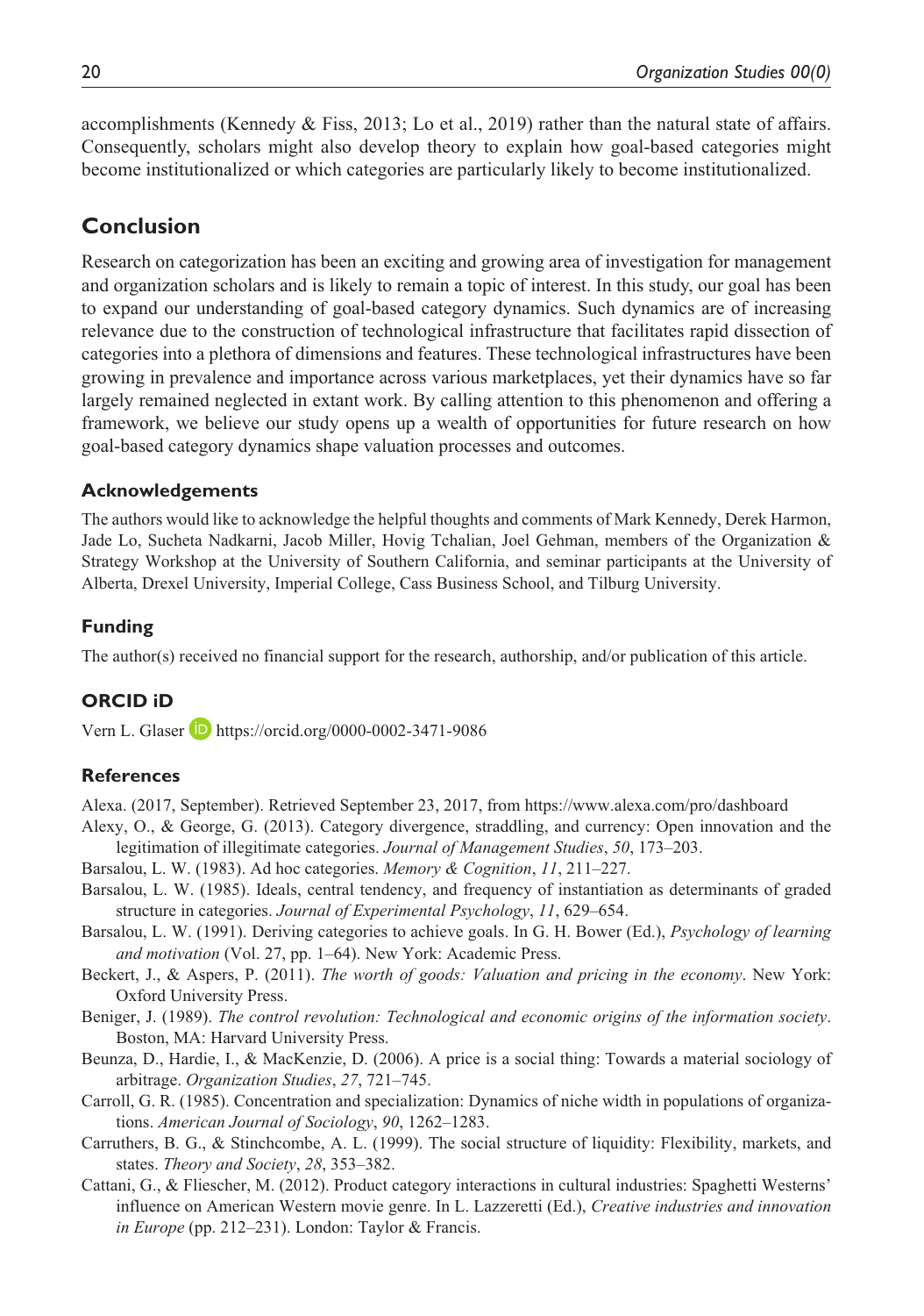accomplishments (Kennedy & Fiss, 2013; Lo et al., 2019) rather than the natural state of affairs. Consequently, scholars might also develop theory to explain how goal-based categories might become institutionalized or which categories are particularly likely to become institutionalized.

## Conclusion

Research on categorization has been an exciting and growing area of investigation for management and organization scholars and is likely to remain a topic of interest. In this study, our goal has been to expand our understanding of goal-based category dynamics. Such dynamics are of increasing relevance due to the construction of technological infrastructure that facilitates rapid dissection of categories into a plethora of dimensions and features. These technological infrastructures have been growing in prevalence and importance across various marketplaces, yet their dynamics have so far largely remained neglected in extant work. By calling attention to this phenomenon and offering a framework, we believe our study opens up a wealth of opportunities for future research on how goal-based category dynamics shape valuation processes and outcomes.

### Acknowledgements

The authors would like to acknowledge the helpful thoughts and comments of Mark Kennedy, Derek Harmon, Jade Lo, Sucheta Nadkarni, Jacob Miller, Hovig Tchalian, Joel Gehman, members of the Organization & Strategy Workshop at the University of Southern California, and seminar participants at the University of Alberta, Drexel University, Imperial College, Cass Business School, and Tilburg University.

### Funding

The author(s) received no financial support for the research, authorship, and/or publication of this article.

### ORCID iD

Vern L. Glaser https://orcid.org/0000-0002-3471-9086

### References

Alexa. (2017, September). Retrieved September 23, 2017, from https://www.alexa.com/pro/dashboard

Alexy, O., & George, G. (2013). Category divergence, straddling, and currency: Open innovation and the legitimation of illegitimate categories. *Journal of Management Studies*, *50*, 173–203.

Barsalou, L. W. (1983). Ad hoc categories. *Memory & Cognition*, *11*, 211–227.

Barsalou, L. W. (1985). Ideals, central tendency, and frequency of instantiation as determinants of graded structure in categories. *Journal of Experimental Psychology*, *11*, 629–654.

Barsalou, L. W. (1991). Deriving categories to achieve goals. In G. H. Bower (Ed.), *Psychology of learning and motivation* (Vol. 27, pp. 1–64). New York: Academic Press.

Beckert, J., & Aspers, P. (2011). *The worth of goods: Valuation and pricing in the economy*. New York: Oxford University Press.

Beniger, J. (1989). *The control revolution: Technological and economic origins of the information society*. Boston, MA: Harvard University Press.

Beunza, D., Hardie, I., & MacKenzie, D. (2006). A price is a social thing: Towards a material sociology of arbitrage. *Organization Studies*, *27*, 721–745.

Carroll, G. R. (1985). Concentration and specialization: Dynamics of niche width in populations of organizations. *American Journal of Sociology*, *90*, 1262–1283.

Carruthers, B. G., & Stinchcombe, A. L. (1999). The social structure of liquidity: Flexibility, markets, and states. *Theory and Society*, *28*, 353–382.

Cattani, G., & Fliescher, M. (2012). Product category interactions in cultural industries: Spaghetti Westerns' influence on American Western movie genre. In L. Lazzeretti (Ed.), *Creative industries and innovation in Europe* (pp. 212–231). London: Taylor & Francis.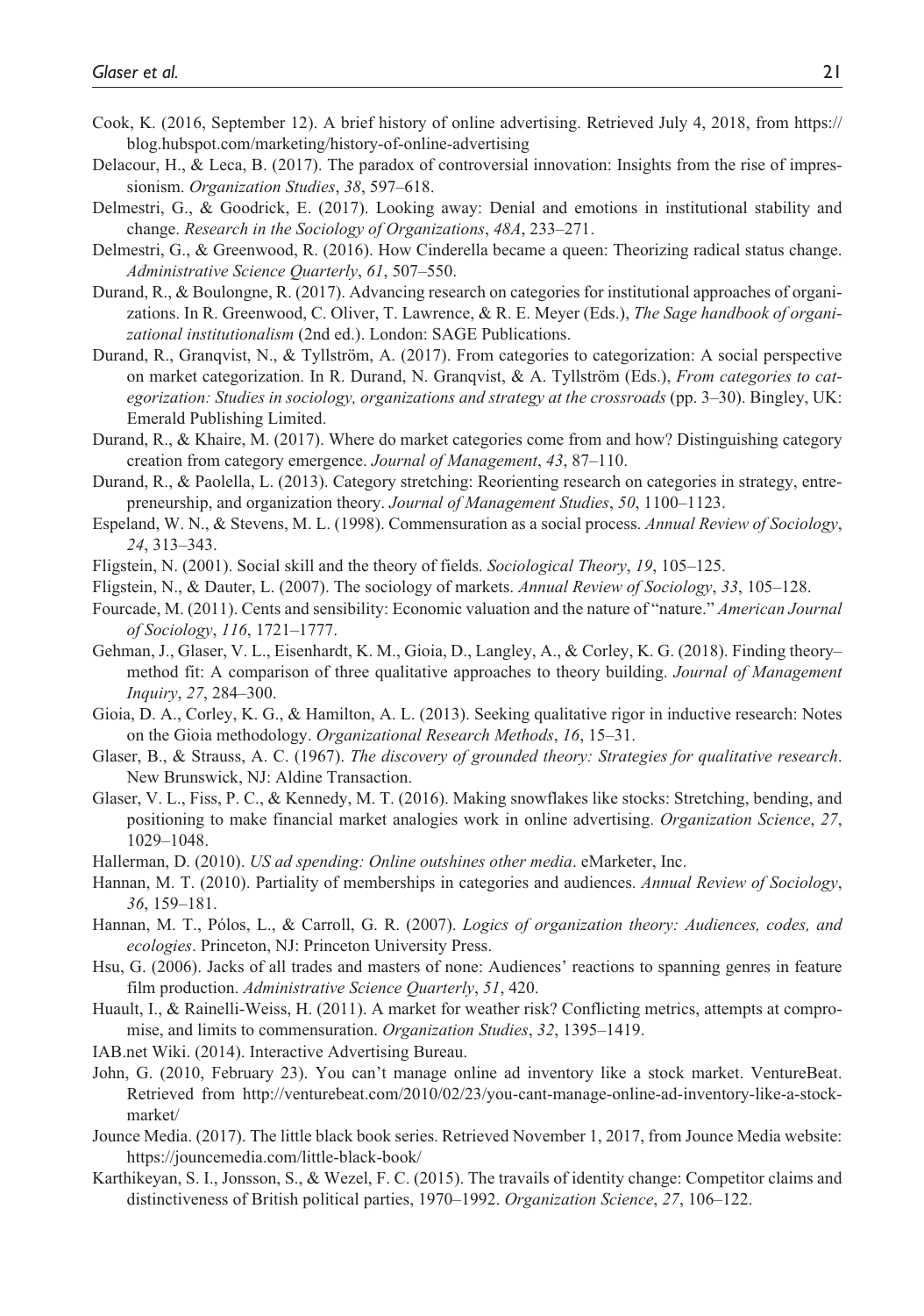Cook, K. (2016, September 12). A brief history of online advertising. Retrieved July 4, 2018, from https://blog.hubspot.com/marketing/history-of-online-advertising

Delacour, H., & Leca, B. (2017). The paradox of controversial innovation: Insights from the rise of impressionism. *Organization Studies*, *38*, 597–618.

Delmestri, G., & Goodrick, E. (2017). Looking away: Denial and emotions in institutional stability and change. *Research in the Sociology of Organizations*, *48A*, 233–271.

Delmestri, G., & Greenwood, R. (2016). How Cinderella became a queen: Theorizing radical status change. *Administrative Science Quarterly*, *61*, 507–550.

Durand, R., & Boulongne, R. (2017). Advancing research on categories for institutional approaches of organizations. In R. Greenwood, C. Oliver, T. Lawrence, & R. E. Meyer (Eds.), *The Sage handbook of organizational institutionalism* (2nd ed.). London: SAGE Publications.

Durand, R., Granqvist, N., & Tyllström, A. (2017). From categories to categorization: A social perspective on market categorization. In R. Durand, N. Granqvist, & A. Tyllström (Eds.), *From categories to categorization: Studies in sociology, organizations and strategy at the crossroads* (pp. 3–30). Bingley, UK: Emerald Publishing Limited.

Durand, R., & Khaire, M. (2017). Where do market categories come from and how? Distinguishing category creation from category emergence. *Journal of Management*, *43*, 87–110.

Durand, R., & Paolella, L. (2013). Category stretching: Reorienting research on categories in strategy, entrepreneurship, and organization theory. *Journal of Management Studies*, *50*, 1100–1123.

Espeland, W. N., & Stevens, M. L. (1998). Commensuration as a social process. *Annual Review of Sociology*, *24*, 313–343.

Fligstein, N. (2001). Social skill and the theory of fields. *Sociological Theory*, *19*, 105–125.

Fligstein, N., & Dauter, L. (2007). The sociology of markets. *Annual Review of Sociology*, *33*, 105–128.

Fourcade, M. (2011). Cents and sensibility: Economic valuation and the nature of "nature." *American Journal of Sociology*, *116*, 1721–1777.

Gehman, J., Glaser, V. L., Eisenhardt, K. M., Gioia, D., Langley, A., & Corley, K. G. (2018). Finding theory–method fit: A comparison of three qualitative approaches to theory building. *Journal of Management Inquiry*, *27*, 284–300.

Gioia, D. A., Corley, K. G., & Hamilton, A. L. (2013). Seeking qualitative rigor in inductive research: Notes on the Gioia methodology. *Organizational Research Methods*, *16*, 15–31.

Glaser, B., & Strauss, A. C. (1967). *The discovery of grounded theory: Strategies for qualitative research*. New Brunswick, NJ: Aldine Transaction.

Glaser, V. L., Fiss, P. C., & Kennedy, M. T. (2016). Making snowflakes like stocks: Stretching, bending, and positioning to make financial market analogies work in online advertising. *Organization Science*, *27*, 1029–1048.

Hallerman, D. (2010). *US ad spending: Online outshines other media*. eMarketer, Inc.

Hannan, M. T. (2010). Partiality of memberships in categories and audiences. *Annual Review of Sociology*, *36*, 159–181.

Hannan, M. T., Pólos, L., & Carroll, G. R. (2007). *Logics of organization theory: Audiences, codes, and ecologies*. Princeton, NJ: Princeton University Press.

Hsu, G. (2006). Jacks of all trades and masters of none: Audiences' reactions to spanning genres in feature film production. *Administrative Science Quarterly*, *51*, 420.

Huault, I., & Rainelli-Weiss, H. (2011). A market for weather risk? Conflicting metrics, attempts at compromise, and limits to commensuration. *Organization Studies*, *32*, 1395–1419.

IAB.net Wiki. (2014). Interactive Advertising Bureau.

John, G. (2010, February 23). You can't manage online ad inventory like a stock market. VentureBeat. Retrieved from http://venturebeat.com/2010/02/23/you-cant-manage-online-ad-inventory-like-a-stock-market/

Jounce Media. (2017). The little black book series. Retrieved November 1, 2017, from Jounce Media website: https://jouncemedia.com/little-black-book/

Karthikeyan, S. I., Jonsson, S., & Wezel, F. C. (2015). The travails of identity change: Competitor claims and distinctiveness of British political parties, 1970–1992. *Organization Science*, *27*, 106–122.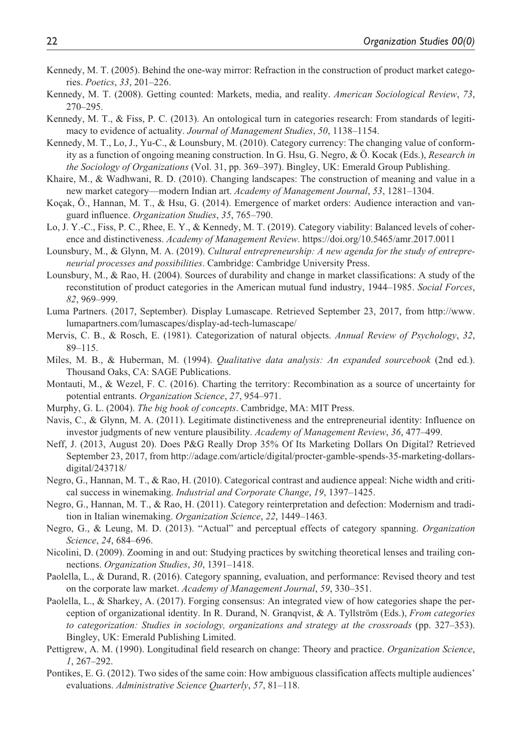Kennedy, M. T. (2005). Behind the one-way mirror: Refraction in the construction of product market categories. *Poetics*, *33*, 201–226.

Kennedy, M. T. (2008). Getting counted: Markets, media, and reality. *American Sociological Review*, *73*, 270–295.

Kennedy, M. T., & Fiss, P. C. (2013). An ontological turn in categories research: From standards of legitimacy to evidence of actuality. *Journal of Management Studies*, *50*, 1138–1154.

Kennedy, M. T., Lo, J., Yu-C., & Lounsbury, M. (2010). Category currency: The changing value of conformity as a function of ongoing meaning construction. In G. Hsu, G. Negro, & Ö. Kocak (Eds.), *Research in the Sociology of Organizations* (Vol. 31, pp. 369–397). Bingley, UK: Emerald Group Publishing.

Khaire, M., & Wadhwani, R. D. (2010). Changing landscapes: The construction of meaning and value in a new market category—modern Indian art. *Academy of Management Journal*, *53*, 1281–1304.

Koçak, Ö., Hannan, M. T., & Hsu, G. (2014). Emergence of market orders: Audience interaction and vanguard influence. *Organization Studies*, *35*, 765–790.

Lo, J. Y.-C., Fiss, P. C., Rhee, E. Y., & Kennedy, M. T. (2019). Category viability: Balanced levels of coherence and distinctiveness. *Academy of Management Review*. https://doi.org/10.5465/amr.2017.0011

Lounsbury, M., & Glynn, M. A. (2019). *Cultural entrepreneurship: A new agenda for the study of entrepreneurial processes and possibilities*. Cambridge: Cambridge University Press.

Lounsbury, M., & Rao, H. (2004). Sources of durability and change in market classifications: A study of the reconstitution of product categories in the American mutual fund industry, 1944–1985. *Social Forces*, *82*, 969–999.

Luma Partners. (2017, September). Display Lumascape. Retrieved September 23, 2017, from http://www.lumapartners.com/lumascapes/display-ad-tech-lumascape/

Mervis, C. B., & Rosch, E. (1981). Categorization of natural objects. *Annual Review of Psychology*, *32*, 89–115.

Miles, M. B., & Huberman, M. (1994). *Qualitative data analysis: An expanded sourcebook* (2nd ed.). Thousand Oaks, CA: SAGE Publications.

Montauti, M., & Wezel, F. C. (2016). Charting the territory: Recombination as a source of uncertainty for potential entrants. *Organization Science*, *27*, 954–971.

Murphy, G. L. (2004). *The big book of concepts*. Cambridge, MA: MIT Press.

Navis, C., & Glynn, M. A. (2011). Legitimate distinctiveness and the entrepreneurial identity: Influence on investor judgments of new venture plausibility. *Academy of Management Review*, *36*, 477–499.

Neff, J. (2013, August 20). Does P&G Really Drop 35% Of Its Marketing Dollars On Digital? Retrieved September 23, 2017, from http://adage.com/article/digital/procter-gamble-spends-35-marketing-dollars-digital/243718/

Negro, G., Hannan, M. T., & Rao, H. (2010). Categorical contrast and audience appeal: Niche width and critical success in winemaking. *Industrial and Corporate Change*, *19*, 1397–1425.

Negro, G., Hannan, M. T., & Rao, H. (2011). Category reinterpretation and defection: Modernism and tradition in Italian winemaking. *Organization Science*, *22*, 1449–1463.

Negro, G., & Leung, M. D. (2013). "Actual" and perceptual effects of category spanning. *Organization Science*, *24*, 684–696.

Nicolini, D. (2009). Zooming in and out: Studying practices by switching theoretical lenses and trailing connections. *Organization Studies*, *30*, 1391–1418.

Paolella, L., & Durand, R. (2016). Category spanning, evaluation, and performance: Revised theory and test on the corporate law market. *Academy of Management Journal*, *59*, 330–351.

Paolella, L., & Sharkey, A. (2017). Forging consensus: An integrated view of how categories shape the perception of organizational identity. In R. Durand, N. Granqvist, & A. Tyllström (Eds.), *From categories to categorization: Studies in sociology, organizations and strategy at the crossroads* (pp. 327–353). Bingley, UK: Emerald Publishing Limited.

Pettigrew, A. M. (1990). Longitudinal field research on change: Theory and practice. *Organization Science*, *1*, 267–292.

Pontikes, E. G. (2012). Two sides of the same coin: How ambiguous classification affects multiple audiences' evaluations. *Administrative Science Quarterly*, *57*, 81–118.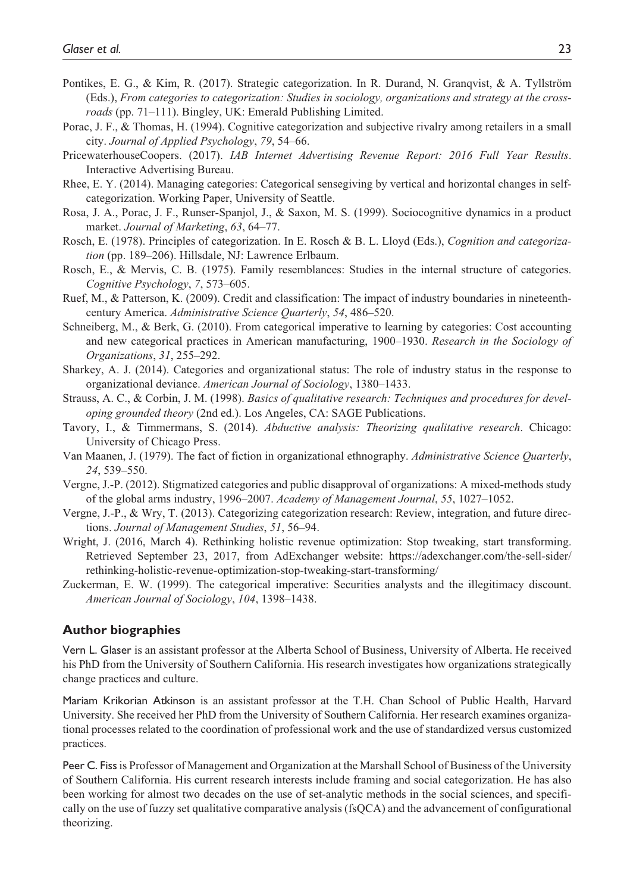Pontikes, E. G., & Kim, R. (2017). Strategic categorization. In R. Durand, N. Granqvist, & A. Tyllström (Eds.), *From categories to categorization: Studies in sociology, organizations and strategy at the crossroads* (pp. 71–111). Bingley, UK: Emerald Publishing Limited.

Porac, J. F., & Thomas, H. (1994). Cognitive categorization and subjective rivalry among retailers in a small city. *Journal of Applied Psychology*, *79*, 54–66.

PricewaterhouseCoopers. (2017). *IAB Internet Advertising Revenue Report: 2016 Full Year Results*. Interactive Advertising Bureau.

Rhee, E. Y. (2014). Managing categories: Categorical sensegiving by vertical and horizontal changes in self-categorization. Working Paper, University of Seattle.

Rosa, J. A., Porac, J. F., Runser-Spanjol, J., & Saxon, M. S. (1999). Sociocognitive dynamics in a product market. *Journal of Marketing*, *63*, 64–77.

Rosch, E. (1978). Principles of categorization. In E. Rosch & B. L. Lloyd (Eds.), *Cognition and categorization* (pp. 189–206). Hillsdale, NJ: Lawrence Erlbaum.

Rosch, E., & Mervis, C. B. (1975). Family resemblances: Studies in the internal structure of categories. *Cognitive Psychology*, *7*, 573–605.

Ruef, M., & Patterson, K. (2009). Credit and classification: The impact of industry boundaries in nineteenth-century America. *Administrative Science Quarterly*, *54*, 486–520.

Schneiberg, M., & Berk, G. (2010). From categorical imperative to learning by categories: Cost accounting and new categorical practices in American manufacturing, 1900–1930. *Research in the Sociology of Organizations*, *31*, 255–292.

Sharkey, A. J. (2014). Categories and organizational status: The role of industry status in the response to organizational deviance. *American Journal of Sociology*, 1380–1433.

Strauss, A. C., & Corbin, J. M. (1998). *Basics of qualitative research: Techniques and procedures for developing grounded theory* (2nd ed.). Los Angeles, CA: SAGE Publications.

Tavory, I., & Timmermans, S. (2014). *Abductive analysis: Theorizing qualitative research*. Chicago: University of Chicago Press.

Van Maanen, J. (1979). The fact of fiction in organizational ethnography. *Administrative Science Quarterly*, *24*, 539–550.

Vergne, J.-P. (2012). Stigmatized categories and public disapproval of organizations: A mixed-methods study of the global arms industry, 1996–2007. *Academy of Management Journal*, *55*, 1027–1052.

Vergne, J.-P., & Wry, T. (2013). Categorizing categorization research: Review, integration, and future directions. *Journal of Management Studies*, *51*, 56–94.

Wright, J. (2016, March 4). Rethinking holistic revenue optimization: Stop tweaking, start transforming. Retrieved September 23, 2017, from AdExchanger website: https://adexchanger.com/the-sell-sider/rethinking-holistic-revenue-optimization-stop-tweaking-start-transforming/

Zuckerman, E. W. (1999). The categorical imperative: Securities analysts and the illegitimacy discount. *American Journal of Sociology*, *104*, 1398–1438.

## Author biographies

Vern L. Glaser is an assistant professor at the Alberta School of Business, University of Alberta. He received his PhD from the University of Southern California. His research investigates how organizations strategically change practices and culture.

Mariam Krikorian Atkinson is an assistant professor at the T.H. Chan School of Public Health, Harvard University. She received her PhD from the University of Southern California. Her research examines organizational processes related to the coordination of professional work and the use of standardized versus customized practices.

Peer C. Fiss is Professor of Management and Organization at the Marshall School of Business of the University of Southern California. His current research interests include framing and social categorization. He has also been working for almost two decades on the use of set-analytic methods in the social sciences, and specifically on the use of fuzzy set qualitative comparative analysis (fsQCA) and the advancement of configurational theorizing.